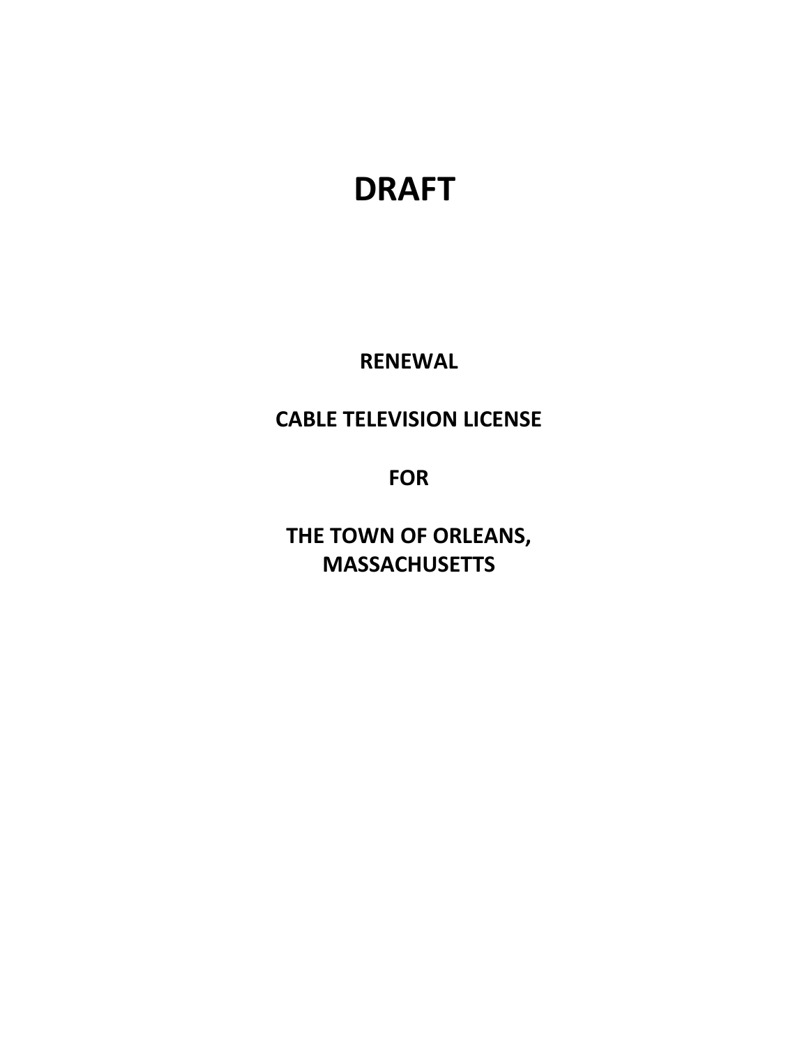# DRAFT

**RENEWAL**

**CABLE TELEVISION LICENSE**

**FOR**

**THE TOWN OF ORLEANS, MASSACHUSETTS**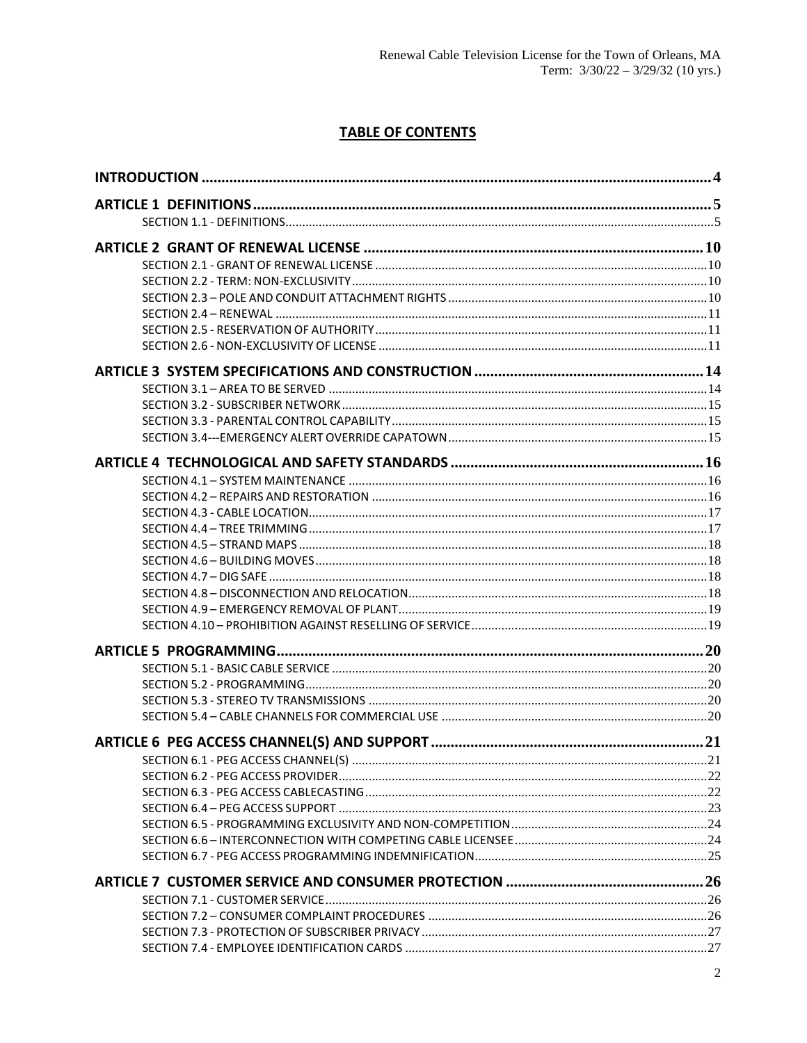## TABLE OF CONTENTS

**INTRODUCTION** .......... 4

**ARTICLE 1 DEFINITIONS** .......... 5

- SECTION 1.1 - DEFINITIONS .......... 5

**ARTICLE 2 GRANT OF RENEWAL LICENSE** .......... 10

- SECTION 2.1 - GRANT OF RENEWAL LICENSE .......... 10
- SECTION 2.2 - TERM: NON-EXCLUSIVITY .......... 10
- SECTION 2.3 – POLE AND CONDUIT ATTACHMENT RIGHTS .......... 10
- SECTION 2.4 – RENEWAL .......... 11
- SECTION 2.5 - RESERVATION OF AUTHORITY .......... 11
- SECTION 2.6 - NON-EXCLUSIVITY OF LICENSE .......... 11

**ARTICLE 3 SYSTEM SPECIFICATIONS AND CONSTRUCTION** .......... 14

- SECTION 3.1 – AREA TO BE SERVED .......... 14
- SECTION 3.2 - SUBSCRIBER NETWORK .......... 15
- SECTION 3.3 - PARENTAL CONTROL CAPABILITY .......... 15
- SECTION 3.4---EMERGENCY ALERT OVERRIDE CAPATOWN .......... 15

**ARTICLE 4 TECHNOLOGICAL AND SAFETY STANDARDS** .......... 16

- SECTION 4.1 – SYSTEM MAINTENANCE .......... 16
- SECTION 4.2 – REPAIRS AND RESTORATION .......... 16
- SECTION 4.3 - CABLE LOCATION .......... 17
- SECTION 4.4 – TREE TRIMMING .......... 17
- SECTION 4.5 – STRAND MAPS .......... 18
- SECTION 4.6 – BUILDING MOVES .......... 18
- SECTION 4.7 – DIG SAFE .......... 18
- SECTION 4.8 – DISCONNECTION AND RELOCATION .......... 18
- SECTION 4.9 – EMERGENCY REMOVAL OF PLANT .......... 19
- SECTION 4.10 – PROHIBITION AGAINST RESELLING OF SERVICE .......... 19

**ARTICLE 5 PROGRAMMING** .......... 20

- SECTION 5.1 - BASIC CABLE SERVICE .......... 20
- SECTION 5.2 - PROGRAMMING .......... 20
- SECTION 5.3 - STEREO TV TRANSMISSIONS .......... 20
- SECTION 5.4 – CABLE CHANNELS FOR COMMERCIAL USE .......... 20

**ARTICLE 6 PEG ACCESS CHANNEL(S) AND SUPPORT** .......... 21

- SECTION 6.1 - PEG ACCESS CHANNEL(S) .......... 21
- SECTION 6.2 - PEG ACCESS PROVIDER .......... 22
- SECTION 6.3 - PEG ACCESS CABLECASTING .......... 22
- SECTION 6.4 – PEG ACCESS SUPPORT .......... 23
- SECTION 6.5 - PROGRAMMING EXCLUSIVITY AND NON-COMPETITION .......... 24
- SECTION 6.6 – INTERCONNECTION WITH COMPETING CABLE LICENSEE .......... 24
- SECTION 6.7 - PEG ACCESS PROGRAMMING INDEMNIFICATION .......... 25

**ARTICLE 7 CUSTOMER SERVICE AND CONSUMER PROTECTION** .......... 26

- SECTION 7.1 - CUSTOMER SERVICE .......... 26
- SECTION 7.2 – CONSUMER COMPLAINT PROCEDURES .......... 26
- SECTION 7.3 - PROTECTION OF SUBSCRIBER PRIVACY .......... 27
- SECTION 7.4 - EMPLOYEE IDENTIFICATION CARDS .......... 27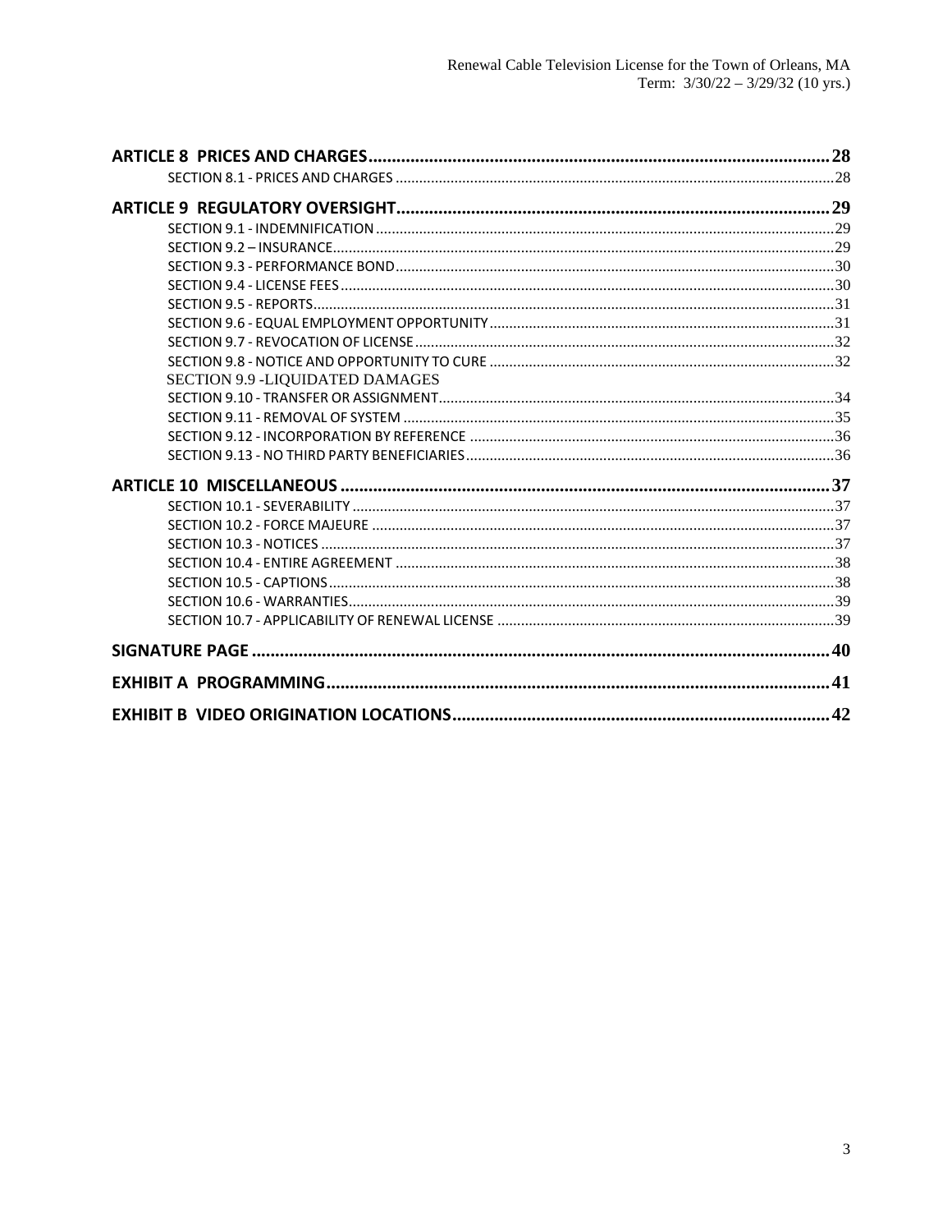**ARTICLE 8 PRICES AND CHARGES** .......... 28

SECTION 8.1 - PRICES AND CHARGES .......... 28

**ARTICLE 9 REGULATORY OVERSIGHT** .......... 29

SECTION 9.1 - INDEMNIFICATION .......... 29

SECTION 9.2 – INSURANCE .......... 29

SECTION 9.3 - PERFORMANCE BOND .......... 30

SECTION 9.4 - LICENSE FEES .......... 30

SECTION 9.5 - REPORTS .......... 31

SECTION 9.6 - EQUAL EMPLOYMENT OPPORTUNITY .......... 31

SECTION 9.7 - REVOCATION OF LICENSE .......... 32

SECTION 9.8 - NOTICE AND OPPORTUNITY TO CURE .......... 32

SECTION 9.9 -LIQUIDATED DAMAGES

SECTION 9.10 - TRANSFER OR ASSIGNMENT .......... 34

SECTION 9.11 - REMOVAL OF SYSTEM .......... 35

SECTION 9.12 - INCORPORATION BY REFERENCE .......... 36

SECTION 9.13 - NO THIRD PARTY BENEFICIARIES .......... 36

**ARTICLE 10 MISCELLANEOUS** .......... 37

SECTION 10.1 - SEVERABILITY .......... 37

SECTION 10.2 - FORCE MAJEURE .......... 37

SECTION 10.3 - NOTICES .......... 37

SECTION 10.4 - ENTIRE AGREEMENT .......... 38

SECTION 10.5 - CAPTIONS .......... 38

SECTION 10.6 - WARRANTIES .......... 39

SECTION 10.7 - APPLICABILITY OF RENEWAL LICENSE .......... 39

**SIGNATURE PAGE** .......... 40

**EXHIBIT A PROGRAMMING** .......... 41

**EXHIBIT B VIDEO ORIGINATION LOCATIONS** .......... 42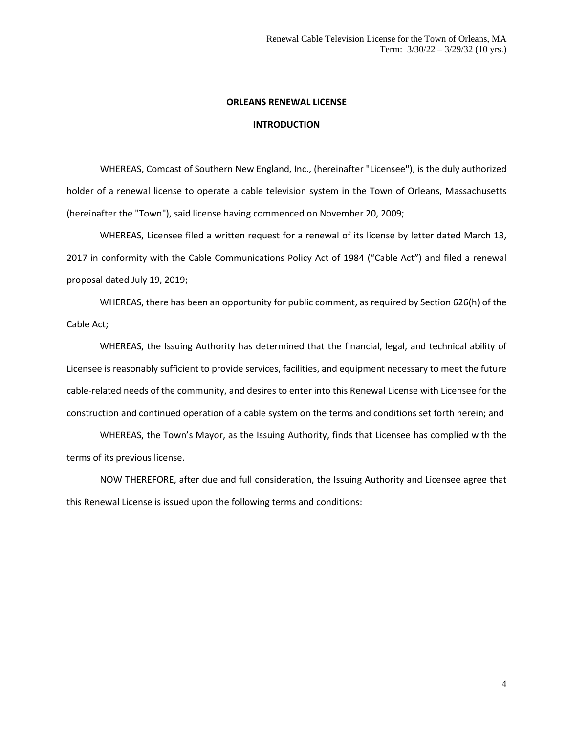# ORLEANS RENEWAL LICENSE

## INTRODUCTION

WHEREAS, Comcast of Southern New England, Inc., (hereinafter "Licensee"), is the duly authorized holder of a renewal license to operate a cable television system in the Town of Orleans, Massachusetts (hereinafter the "Town"), said license having commenced on November 20, 2009;

WHEREAS, Licensee filed a written request for a renewal of its license by letter dated March 13, 2017 in conformity with the Cable Communications Policy Act of 1984 ("Cable Act") and filed a renewal proposal dated July 19, 2019;

WHEREAS, there has been an opportunity for public comment, as required by Section 626(h) of the Cable Act;

WHEREAS, the Issuing Authority has determined that the financial, legal, and technical ability of Licensee is reasonably sufficient to provide services, facilities, and equipment necessary to meet the future cable-related needs of the community, and desires to enter into this Renewal License with Licensee for the construction and continued operation of a cable system on the terms and conditions set forth herein; and

WHEREAS, the Town's Mayor, as the Issuing Authority, finds that Licensee has complied with the terms of its previous license.

NOW THEREFORE, after due and full consideration, the Issuing Authority and Licensee agree that this Renewal License is issued upon the following terms and conditions: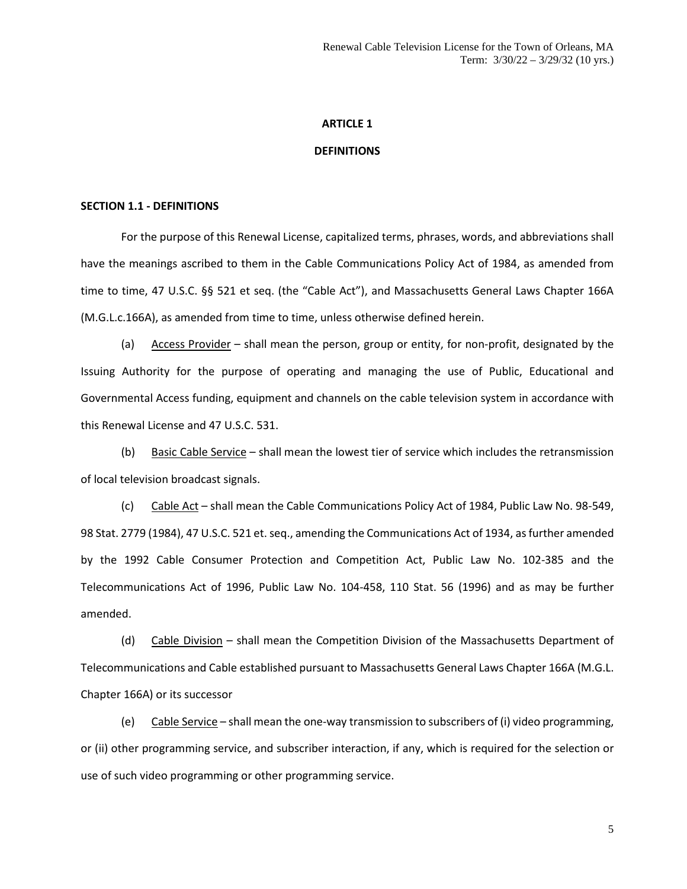# ARTICLE 1

## DEFINITIONS

### SECTION 1.1 - DEFINITIONS

For the purpose of this Renewal License, capitalized terms, phrases, words, and abbreviations shall have the meanings ascribed to them in the Cable Communications Policy Act of 1984, as amended from time to time, 47 U.S.C. §§ 521 et seq. (the "Cable Act"), and Massachusetts General Laws Chapter 166A (M.G.L.c.166A), as amended from time to time, unless otherwise defined herein.

(a) Access Provider – shall mean the person, group or entity, for non-profit, designated by the Issuing Authority for the purpose of operating and managing the use of Public, Educational and Governmental Access funding, equipment and channels on the cable television system in accordance with this Renewal License and 47 U.S.C. 531.

(b) Basic Cable Service – shall mean the lowest tier of service which includes the retransmission of local television broadcast signals.

(c) Cable Act – shall mean the Cable Communications Policy Act of 1984, Public Law No. 98-549, 98 Stat. 2779 (1984), 47 U.S.C. 521 et. seq., amending the Communications Act of 1934, as further amended by the 1992 Cable Consumer Protection and Competition Act, Public Law No. 102-385 and the Telecommunications Act of 1996, Public Law No. 104-458, 110 Stat. 56 (1996) and as may be further amended.

(d) Cable Division – shall mean the Competition Division of the Massachusetts Department of Telecommunications and Cable established pursuant to Massachusetts General Laws Chapter 166A (M.G.L. Chapter 166A) or its successor

(e) Cable Service – shall mean the one-way transmission to subscribers of (i) video programming, or (ii) other programming service, and subscriber interaction, if any, which is required for the selection or use of such video programming or other programming service.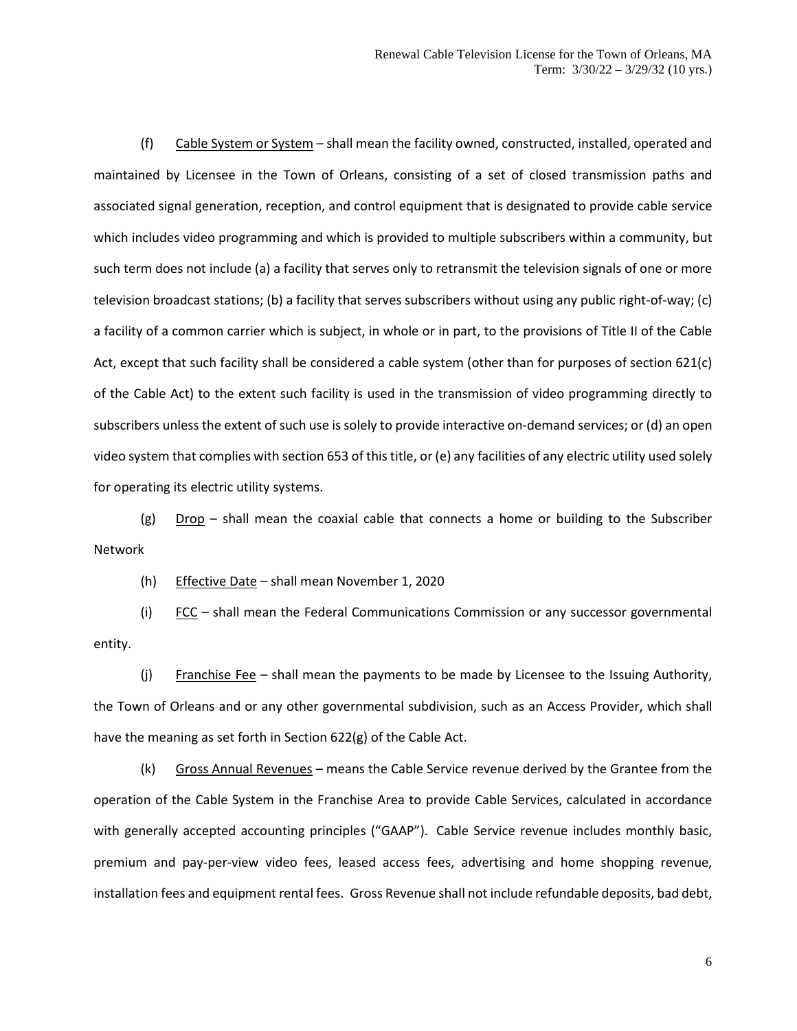(f) Cable System or System – shall mean the facility owned, constructed, installed, operated and maintained by Licensee in the Town of Orleans, consisting of a set of closed transmission paths and associated signal generation, reception, and control equipment that is designated to provide cable service which includes video programming and which is provided to multiple subscribers within a community, but such term does not include (a) a facility that serves only to retransmit the television signals of one or more television broadcast stations; (b) a facility that serves subscribers without using any public right-of-way; (c) a facility of a common carrier which is subject, in whole or in part, to the provisions of Title II of the Cable Act, except that such facility shall be considered a cable system (other than for purposes of section 621(c) of the Cable Act) to the extent such facility is used in the transmission of video programming directly to subscribers unless the extent of such use is solely to provide interactive on-demand services; or (d) an open video system that complies with section 653 of this title, or (e) any facilities of any electric utility used solely for operating its electric utility systems.

(g) Drop – shall mean the coaxial cable that connects a home or building to the Subscriber Network

(h) Effective Date – shall mean November 1, 2020

(i) FCC – shall mean the Federal Communications Commission or any successor governmental entity.

(j) Franchise Fee – shall mean the payments to be made by Licensee to the Issuing Authority, the Town of Orleans and or any other governmental subdivision, such as an Access Provider, which shall have the meaning as set forth in Section 622(g) of the Cable Act.

(k) Gross Annual Revenues – means the Cable Service revenue derived by the Grantee from the operation of the Cable System in the Franchise Area to provide Cable Services, calculated in accordance with generally accepted accounting principles ("GAAP"). Cable Service revenue includes monthly basic, premium and pay-per-view video fees, leased access fees, advertising and home shopping revenue, installation fees and equipment rental fees. Gross Revenue shall not include refundable deposits, bad debt,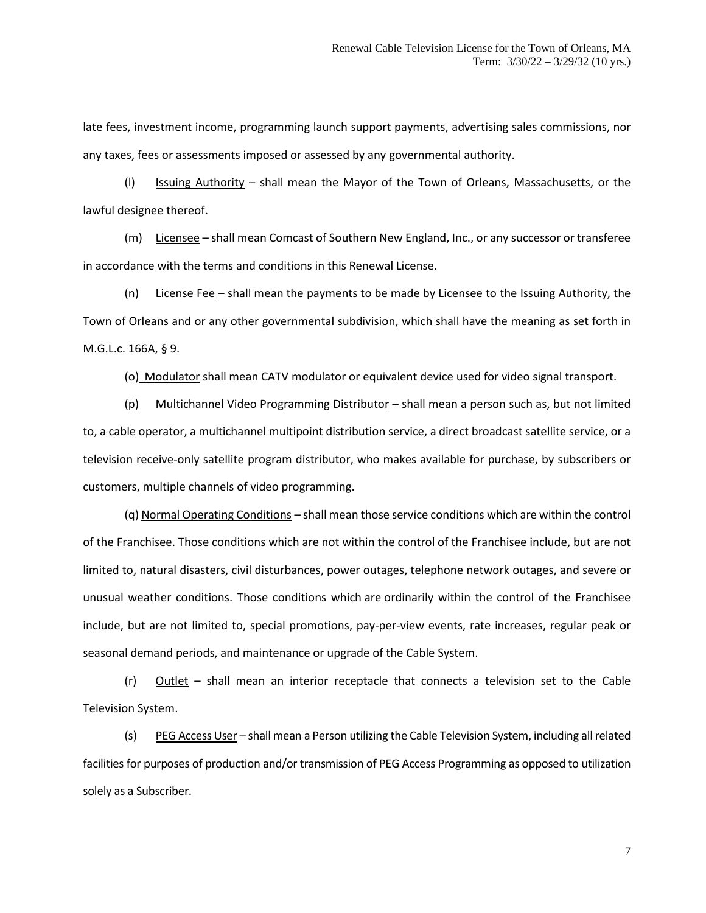late fees, investment income, programming launch support payments, advertising sales commissions, nor any taxes, fees or assessments imposed or assessed by any governmental authority.

(l) Issuing Authority – shall mean the Mayor of the Town of Orleans, Massachusetts, or the lawful designee thereof.

(m) Licensee – shall mean Comcast of Southern New England, Inc., or any successor or transferee in accordance with the terms and conditions in this Renewal License.

(n) License Fee – shall mean the payments to be made by Licensee to the Issuing Authority, the Town of Orleans and or any other governmental subdivision, which shall have the meaning as set forth in M.G.L.c. 166A, § 9.

(o) Modulator shall mean CATV modulator or equivalent device used for video signal transport.

(p) Multichannel Video Programming Distributor – shall mean a person such as, but not limited to, a cable operator, a multichannel multipoint distribution service, a direct broadcast satellite service, or a television receive-only satellite program distributor, who makes available for purchase, by subscribers or customers, multiple channels of video programming.

(q) Normal Operating Conditions – shall mean those service conditions which are within the control of the Franchisee. Those conditions which are not within the control of the Franchisee include, but are not limited to, natural disasters, civil disturbances, power outages, telephone network outages, and severe or unusual weather conditions. Those conditions which are ordinarily within the control of the Franchisee include, but are not limited to, special promotions, pay-per-view events, rate increases, regular peak or seasonal demand periods, and maintenance or upgrade of the Cable System.

(r) Outlet – shall mean an interior receptacle that connects a television set to the Cable Television System.

(s) PEG Access User – shall mean a Person utilizing the Cable Television System, including all related facilities for purposes of production and/or transmission of PEG Access Programming as opposed to utilization solely as a Subscriber.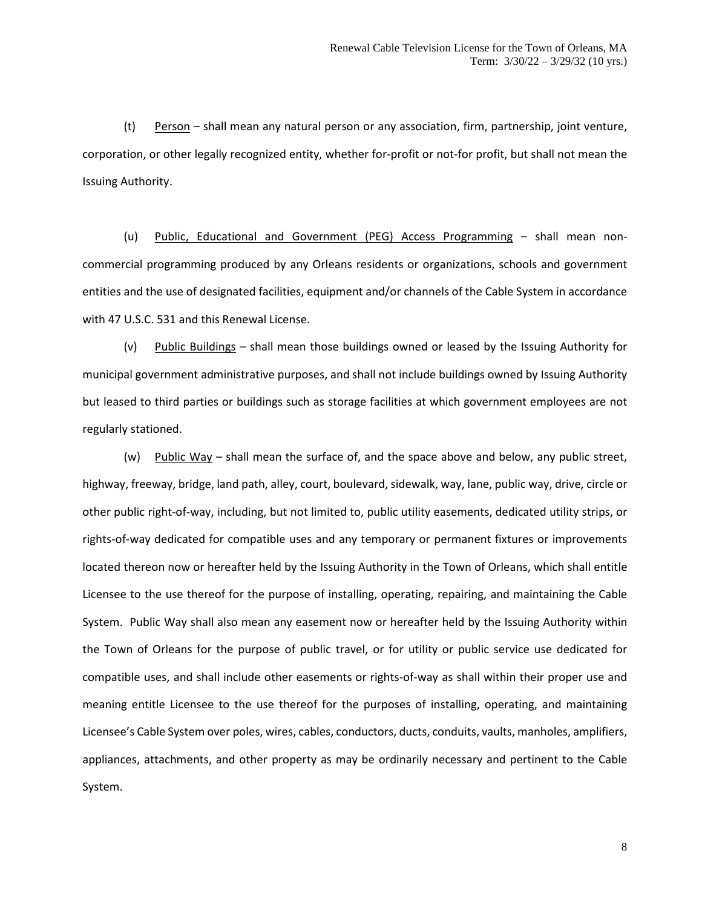(t) Person – shall mean any natural person or any association, firm, partnership, joint venture, corporation, or other legally recognized entity, whether for-profit or not-for profit, but shall not mean the Issuing Authority.

(u) Public, Educational and Government (PEG) Access Programming – shall mean non-commercial programming produced by any Orleans residents or organizations, schools and government entities and the use of designated facilities, equipment and/or channels of the Cable System in accordance with 47 U.S.C. 531 and this Renewal License.

(v) Public Buildings – shall mean those buildings owned or leased by the Issuing Authority for municipal government administrative purposes, and shall not include buildings owned by Issuing Authority but leased to third parties or buildings such as storage facilities at which government employees are not regularly stationed.

(w) Public Way – shall mean the surface of, and the space above and below, any public street, highway, freeway, bridge, land path, alley, court, boulevard, sidewalk, way, lane, public way, drive, circle or other public right-of-way, including, but not limited to, public utility easements, dedicated utility strips, or rights-of-way dedicated for compatible uses and any temporary or permanent fixtures or improvements located thereon now or hereafter held by the Issuing Authority in the Town of Orleans, which shall entitle Licensee to the use thereof for the purpose of installing, operating, repairing, and maintaining the Cable System. Public Way shall also mean any easement now or hereafter held by the Issuing Authority within the Town of Orleans for the purpose of public travel, or for utility or public service use dedicated for compatible uses, and shall include other easements or rights-of-way as shall within their proper use and meaning entitle Licensee to the use thereof for the purposes of installing, operating, and maintaining Licensee's Cable System over poles, wires, cables, conductors, ducts, conduits, vaults, manholes, amplifiers, appliances, attachments, and other property as may be ordinarily necessary and pertinent to the Cable System.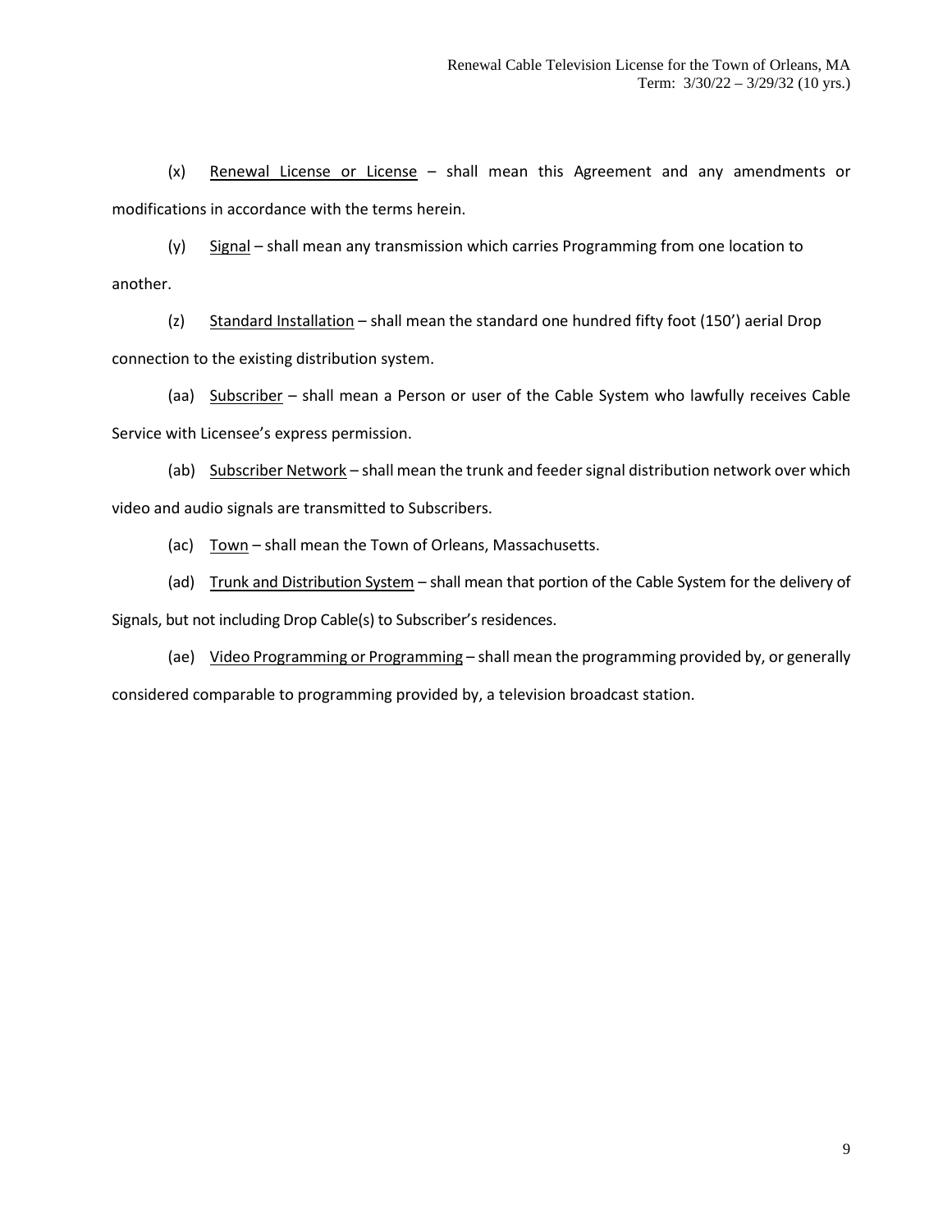(x) Renewal License or License – shall mean this Agreement and any amendments or modifications in accordance with the terms herein.

(y) Signal – shall mean any transmission which carries Programming from one location to another.

(z) Standard Installation – shall mean the standard one hundred fifty foot (150') aerial Drop connection to the existing distribution system.

(aa) Subscriber – shall mean a Person or user of the Cable System who lawfully receives Cable Service with Licensee's express permission.

(ab) Subscriber Network – shall mean the trunk and feeder signal distribution network over which video and audio signals are transmitted to Subscribers.

(ac) Town – shall mean the Town of Orleans, Massachusetts.

(ad) Trunk and Distribution System – shall mean that portion of the Cable System for the delivery of Signals, but not including Drop Cable(s) to Subscriber's residences.

(ae) Video Programming or Programming – shall mean the programming provided by, or generally considered comparable to programming provided by, a television broadcast station.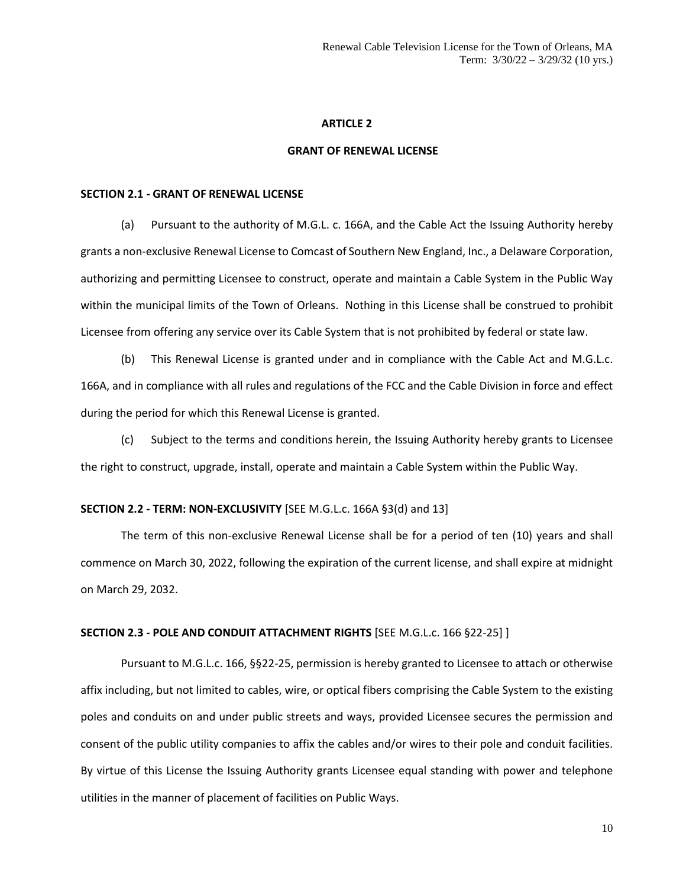# ARTICLE 2

# GRANT OF RENEWAL LICENSE

## SECTION 2.1 - GRANT OF RENEWAL LICENSE

(a) Pursuant to the authority of M.G.L. c. 166A, and the Cable Act the Issuing Authority hereby grants a non-exclusive Renewal License to Comcast of Southern New England, Inc., a Delaware Corporation, authorizing and permitting Licensee to construct, operate and maintain a Cable System in the Public Way within the municipal limits of the Town of Orleans. Nothing in this License shall be construed to prohibit Licensee from offering any service over its Cable System that is not prohibited by federal or state law.

(b) This Renewal License is granted under and in compliance with the Cable Act and M.G.L.c. 166A, and in compliance with all rules and regulations of the FCC and the Cable Division in force and effect during the period for which this Renewal License is granted.

(c) Subject to the terms and conditions herein, the Issuing Authority hereby grants to Licensee the right to construct, upgrade, install, operate and maintain a Cable System within the Public Way.

## SECTION 2.2 - TERM: NON-EXCLUSIVITY [SEE M.G.L.c. 166A §3(d) and 13]

The term of this non-exclusive Renewal License shall be for a period of ten (10) years and shall commence on March 30, 2022, following the expiration of the current license, and shall expire at midnight on March 29, 2032.

## SECTION 2.3 - POLE AND CONDUIT ATTACHMENT RIGHTS [SEE M.G.L.c. 166 §22-25] ]

Pursuant to M.G.L.c. 166, §§22-25, permission is hereby granted to Licensee to attach or otherwise affix including, but not limited to cables, wire, or optical fibers comprising the Cable System to the existing poles and conduits on and under public streets and ways, provided Licensee secures the permission and consent of the public utility companies to affix the cables and/or wires to their pole and conduit facilities. By virtue of this License the Issuing Authority grants Licensee equal standing with power and telephone utilities in the manner of placement of facilities on Public Ways.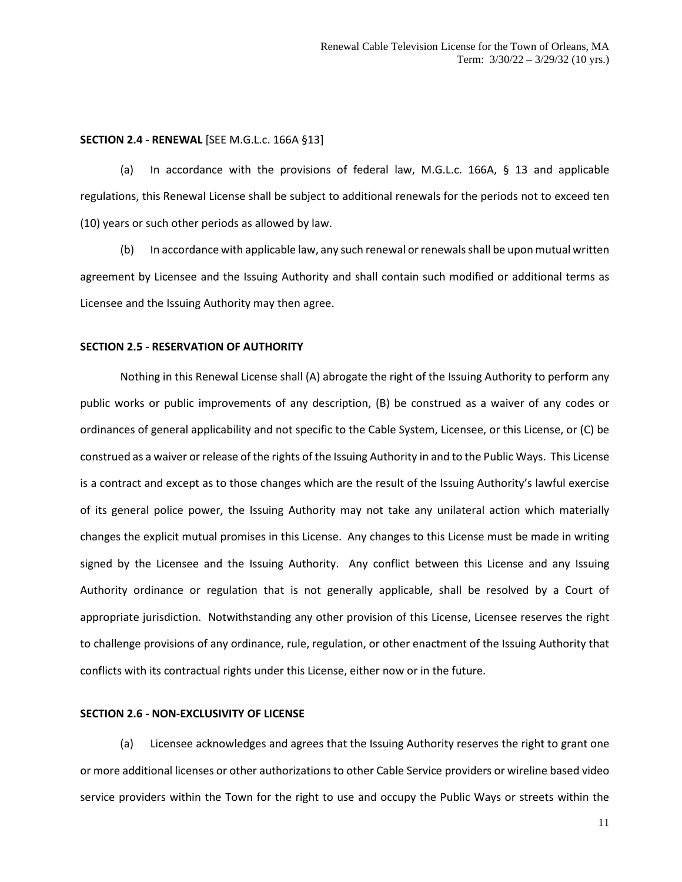**SECTION 2.4 - RENEWAL** [SEE M.G.L.c. 166A §13]

(a) In accordance with the provisions of federal law, M.G.L.c. 166A, § 13 and applicable regulations, this Renewal License shall be subject to additional renewals for the periods not to exceed ten (10) years or such other periods as allowed by law.

(b) In accordance with applicable law, any such renewal or renewals shall be upon mutual written agreement by Licensee and the Issuing Authority and shall contain such modified or additional terms as Licensee and the Issuing Authority may then agree.

**SECTION 2.5 - RESERVATION OF AUTHORITY**

Nothing in this Renewal License shall (A) abrogate the right of the Issuing Authority to perform any public works or public improvements of any description, (B) be construed as a waiver of any codes or ordinances of general applicability and not specific to the Cable System, Licensee, or this License, or (C) be construed as a waiver or release of the rights of the Issuing Authority in and to the Public Ways. This License is a contract and except as to those changes which are the result of the Issuing Authority's lawful exercise of its general police power, the Issuing Authority may not take any unilateral action which materially changes the explicit mutual promises in this License. Any changes to this License must be made in writing signed by the Licensee and the Issuing Authority. Any conflict between this License and any Issuing Authority ordinance or regulation that is not generally applicable, shall be resolved by a Court of appropriate jurisdiction. Notwithstanding any other provision of this License, Licensee reserves the right to challenge provisions of any ordinance, rule, regulation, or other enactment of the Issuing Authority that conflicts with its contractual rights under this License, either now or in the future.

**SECTION 2.6 - NON-EXCLUSIVITY OF LICENSE**

(a) Licensee acknowledges and agrees that the Issuing Authority reserves the right to grant one or more additional licenses or other authorizations to other Cable Service providers or wireline based video service providers within the Town for the right to use and occupy the Public Ways or streets within the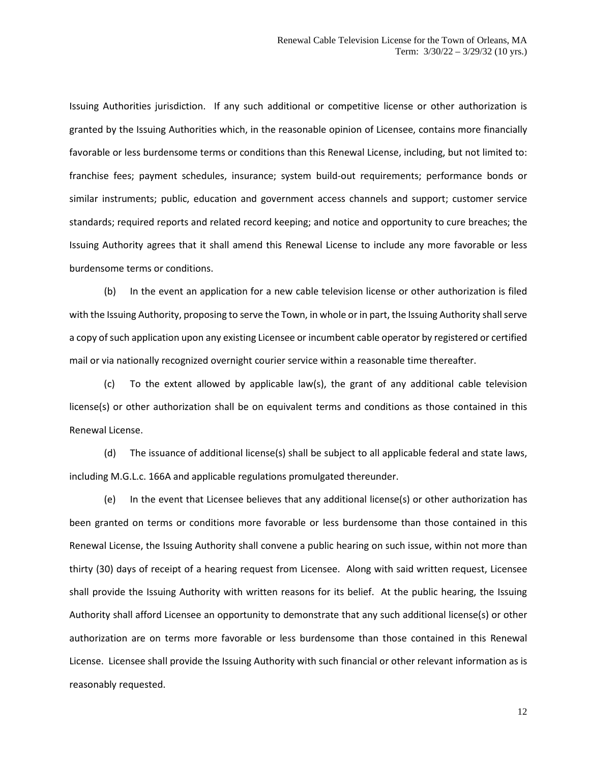Issuing Authorities jurisdiction. If any such additional or competitive license or other authorization is granted by the Issuing Authorities which, in the reasonable opinion of Licensee, contains more financially favorable or less burdensome terms or conditions than this Renewal License, including, but not limited to: franchise fees; payment schedules, insurance; system build-out requirements; performance bonds or similar instruments; public, education and government access channels and support; customer service standards; required reports and related record keeping; and notice and opportunity to cure breaches; the Issuing Authority agrees that it shall amend this Renewal License to include any more favorable or less burdensome terms or conditions.

(b) In the event an application for a new cable television license or other authorization is filed with the Issuing Authority, proposing to serve the Town, in whole or in part, the Issuing Authority shall serve a copy of such application upon any existing Licensee or incumbent cable operator by registered or certified mail or via nationally recognized overnight courier service within a reasonable time thereafter.

(c) To the extent allowed by applicable law(s), the grant of any additional cable television license(s) or other authorization shall be on equivalent terms and conditions as those contained in this Renewal License.

(d) The issuance of additional license(s) shall be subject to all applicable federal and state laws, including M.G.L.c. 166A and applicable regulations promulgated thereunder.

(e) In the event that Licensee believes that any additional license(s) or other authorization has been granted on terms or conditions more favorable or less burdensome than those contained in this Renewal License, the Issuing Authority shall convene a public hearing on such issue, within not more than thirty (30) days of receipt of a hearing request from Licensee. Along with said written request, Licensee shall provide the Issuing Authority with written reasons for its belief. At the public hearing, the Issuing Authority shall afford Licensee an opportunity to demonstrate that any such additional license(s) or other authorization are on terms more favorable or less burdensome than those contained in this Renewal License. Licensee shall provide the Issuing Authority with such financial or other relevant information as is reasonably requested.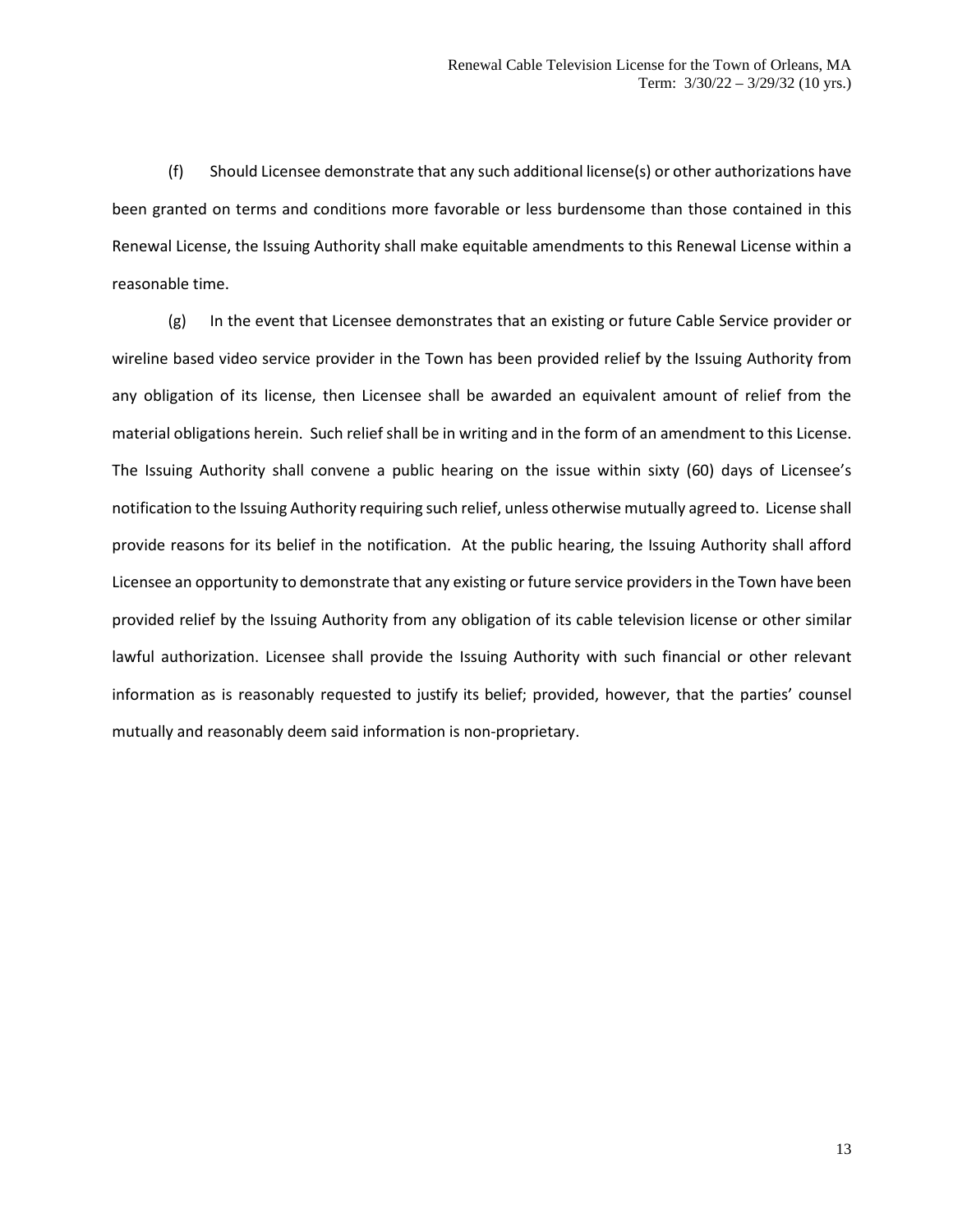(f) Should Licensee demonstrate that any such additional license(s) or other authorizations have been granted on terms and conditions more favorable or less burdensome than those contained in this Renewal License, the Issuing Authority shall make equitable amendments to this Renewal License within a reasonable time.

(g) In the event that Licensee demonstrates that an existing or future Cable Service provider or wireline based video service provider in the Town has been provided relief by the Issuing Authority from any obligation of its license, then Licensee shall be awarded an equivalent amount of relief from the material obligations herein. Such relief shall be in writing and in the form of an amendment to this License. The Issuing Authority shall convene a public hearing on the issue within sixty (60) days of Licensee's notification to the Issuing Authority requiring such relief, unless otherwise mutually agreed to. License shall provide reasons for its belief in the notification. At the public hearing, the Issuing Authority shall afford Licensee an opportunity to demonstrate that any existing or future service providers in the Town have been provided relief by the Issuing Authority from any obligation of its cable television license or other similar lawful authorization. Licensee shall provide the Issuing Authority with such financial or other relevant information as is reasonably requested to justify its belief; provided, however, that the parties' counsel mutually and reasonably deem said information is non-proprietary.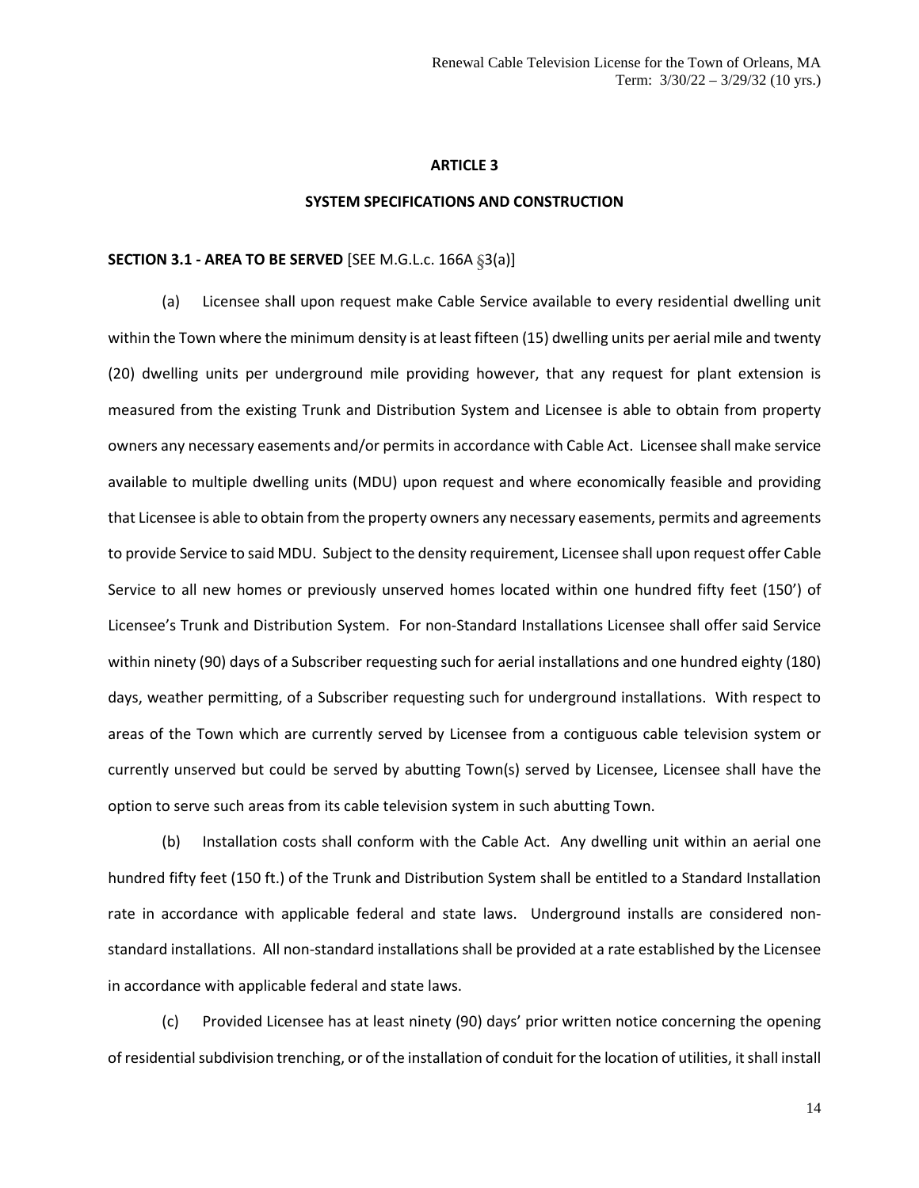## ARTICLE 3

## SYSTEM SPECIFICATIONS AND CONSTRUCTION

**SECTION 3.1 - AREA TO BE SERVED** [SEE M.G.L.c. 166A §3(a)]

(a) Licensee shall upon request make Cable Service available to every residential dwelling unit within the Town where the minimum density is at least fifteen (15) dwelling units per aerial mile and twenty (20) dwelling units per underground mile providing however, that any request for plant extension is measured from the existing Trunk and Distribution System and Licensee is able to obtain from property owners any necessary easements and/or permits in accordance with Cable Act. Licensee shall make service available to multiple dwelling units (MDU) upon request and where economically feasible and providing that Licensee is able to obtain from the property owners any necessary easements, permits and agreements to provide Service to said MDU. Subject to the density requirement, Licensee shall upon request offer Cable Service to all new homes or previously unserved homes located within one hundred fifty feet (150') of Licensee's Trunk and Distribution System. For non-Standard Installations Licensee shall offer said Service within ninety (90) days of a Subscriber requesting such for aerial installations and one hundred eighty (180) days, weather permitting, of a Subscriber requesting such for underground installations. With respect to areas of the Town which are currently served by Licensee from a contiguous cable television system or currently unserved but could be served by abutting Town(s) served by Licensee, Licensee shall have the option to serve such areas from its cable television system in such abutting Town.

(b) Installation costs shall conform with the Cable Act. Any dwelling unit within an aerial one hundred fifty feet (150 ft.) of the Trunk and Distribution System shall be entitled to a Standard Installation rate in accordance with applicable federal and state laws. Underground installs are considered non-standard installations. All non-standard installations shall be provided at a rate established by the Licensee in accordance with applicable federal and state laws.

(c) Provided Licensee has at least ninety (90) days' prior written notice concerning the opening of residential subdivision trenching, or of the installation of conduit for the location of utilities, it shall install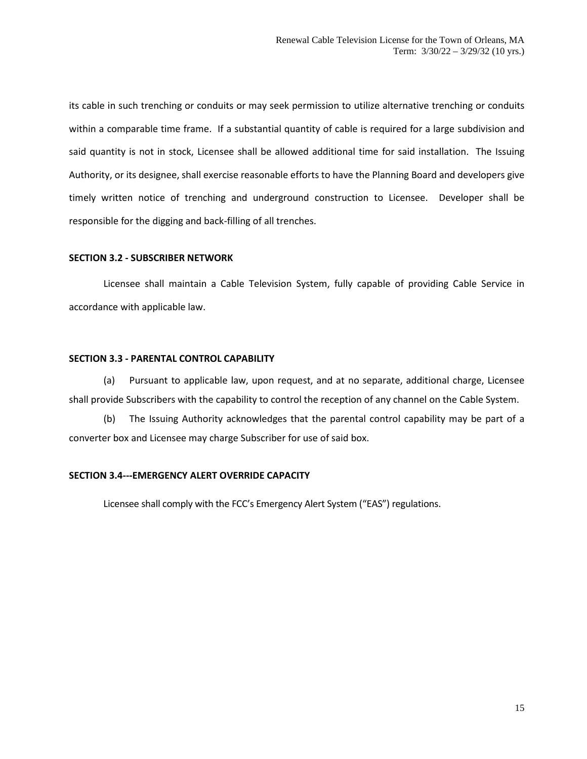its cable in such trenching or conduits or may seek permission to utilize alternative trenching or conduits within a comparable time frame. If a substantial quantity of cable is required for a large subdivision and said quantity is not in stock, Licensee shall be allowed additional time for said installation. The Issuing Authority, or its designee, shall exercise reasonable efforts to have the Planning Board and developers give timely written notice of trenching and underground construction to Licensee. Developer shall be responsible for the digging and back-filling of all trenches.

**SECTION 3.2 - SUBSCRIBER NETWORK**

Licensee shall maintain a Cable Television System, fully capable of providing Cable Service in accordance with applicable law.

**SECTION 3.3 - PARENTAL CONTROL CAPABILITY**

(a) Pursuant to applicable law, upon request, and at no separate, additional charge, Licensee shall provide Subscribers with the capability to control the reception of any channel on the Cable System.

(b) The Issuing Authority acknowledges that the parental control capability may be part of a converter box and Licensee may charge Subscriber for use of said box.

**SECTION 3.4---EMERGENCY ALERT OVERRIDE CAPACITY**

Licensee shall comply with the FCC's Emergency Alert System ("EAS") regulations.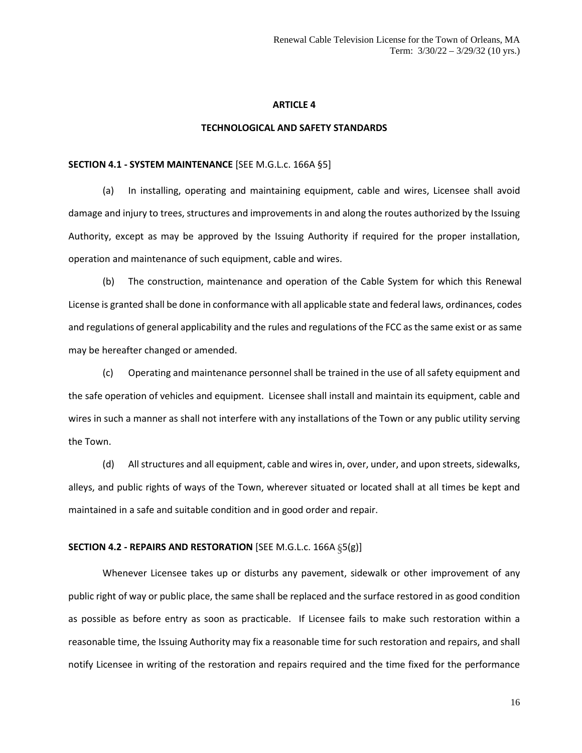## ARTICLE 4

## TECHNOLOGICAL AND SAFETY STANDARDS

**SECTION 4.1 - SYSTEM MAINTENANCE** [SEE M.G.L.c. 166A §5]

(a) In installing, operating and maintaining equipment, cable and wires, Licensee shall avoid damage and injury to trees, structures and improvements in and along the routes authorized by the Issuing Authority, except as may be approved by the Issuing Authority if required for the proper installation, operation and maintenance of such equipment, cable and wires.

(b) The construction, maintenance and operation of the Cable System for which this Renewal License is granted shall be done in conformance with all applicable state and federal laws, ordinances, codes and regulations of general applicability and the rules and regulations of the FCC as the same exist or as same may be hereafter changed or amended.

(c) Operating and maintenance personnel shall be trained in the use of all safety equipment and the safe operation of vehicles and equipment. Licensee shall install and maintain its equipment, cable and wires in such a manner as shall not interfere with any installations of the Town or any public utility serving the Town.

(d) All structures and all equipment, cable and wires in, over, under, and upon streets, sidewalks, alleys, and public rights of ways of the Town, wherever situated or located shall at all times be kept and maintained in a safe and suitable condition and in good order and repair.

**SECTION 4.2 - REPAIRS AND RESTORATION** [SEE M.G.L.c. 166A §5(g)]

Whenever Licensee takes up or disturbs any pavement, sidewalk or other improvement of any public right of way or public place, the same shall be replaced and the surface restored in as good condition as possible as before entry as soon as practicable. If Licensee fails to make such restoration within a reasonable time, the Issuing Authority may fix a reasonable time for such restoration and repairs, and shall notify Licensee in writing of the restoration and repairs required and the time fixed for the performance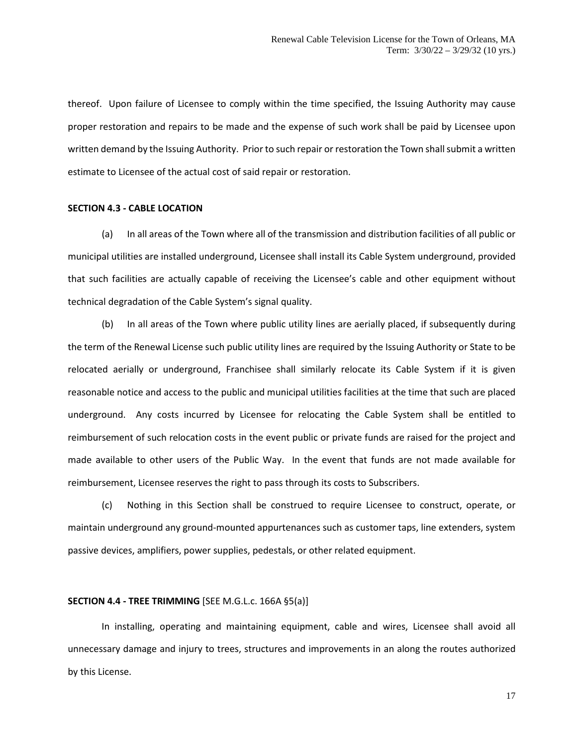thereof. Upon failure of Licensee to comply within the time specified, the Issuing Authority may cause proper restoration and repairs to be made and the expense of such work shall be paid by Licensee upon written demand by the Issuing Authority. Prior to such repair or restoration the Town shall submit a written estimate to Licensee of the actual cost of said repair or restoration.

**SECTION 4.3 - CABLE LOCATION**

(a) In all areas of the Town where all of the transmission and distribution facilities of all public or municipal utilities are installed underground, Licensee shall install its Cable System underground, provided that such facilities are actually capable of receiving the Licensee's cable and other equipment without technical degradation of the Cable System's signal quality.

(b) In all areas of the Town where public utility lines are aerially placed, if subsequently during the term of the Renewal License such public utility lines are required by the Issuing Authority or State to be relocated aerially or underground, Franchisee shall similarly relocate its Cable System if it is given reasonable notice and access to the public and municipal utilities facilities at the time that such are placed underground. Any costs incurred by Licensee for relocating the Cable System shall be entitled to reimbursement of such relocation costs in the event public or private funds are raised for the project and made available to other users of the Public Way. In the event that funds are not made available for reimbursement, Licensee reserves the right to pass through its costs to Subscribers.

(c) Nothing in this Section shall be construed to require Licensee to construct, operate, or maintain underground any ground-mounted appurtenances such as customer taps, line extenders, system passive devices, amplifiers, power supplies, pedestals, or other related equipment.

**SECTION 4.4 - TREE TRIMMING** [SEE M.G.L.c. 166A §5(a)]

In installing, operating and maintaining equipment, cable and wires, Licensee shall avoid all unnecessary damage and injury to trees, structures and improvements in an along the routes authorized by this License.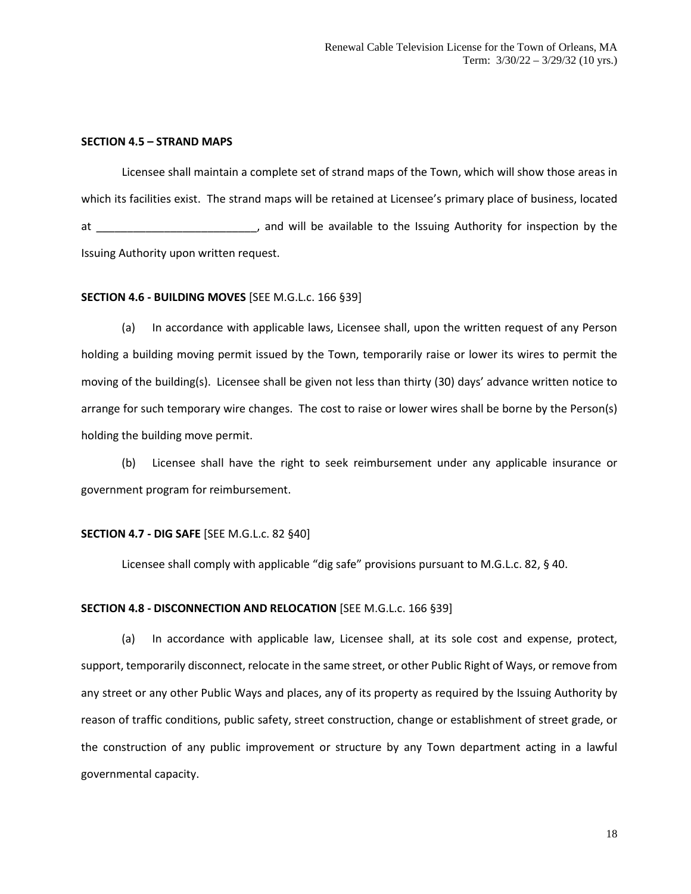**SECTION 4.5 – STRAND MAPS**

Licensee shall maintain a complete set of strand maps of the Town, which will show those areas in which its facilities exist. The strand maps will be retained at Licensee's primary place of business, located at __________________________, and will be available to the Issuing Authority for inspection by the Issuing Authority upon written request.

**SECTION 4.6 - BUILDING MOVES** [SEE M.G.L.c. 166 §39]

(a) In accordance with applicable laws, Licensee shall, upon the written request of any Person holding a building moving permit issued by the Town, temporarily raise or lower its wires to permit the moving of the building(s). Licensee shall be given not less than thirty (30) days' advance written notice to arrange for such temporary wire changes. The cost to raise or lower wires shall be borne by the Person(s) holding the building move permit.

(b) Licensee shall have the right to seek reimbursement under any applicable insurance or government program for reimbursement.

**SECTION 4.7 - DIG SAFE** [SEE M.G.L.c. 82 §40]

Licensee shall comply with applicable "dig safe" provisions pursuant to M.G.L.c. 82, § 40.

**SECTION 4.8 - DISCONNECTION AND RELOCATION** [SEE M.G.L.c. 166 §39]

(a) In accordance with applicable law, Licensee shall, at its sole cost and expense, protect, support, temporarily disconnect, relocate in the same street, or other Public Right of Ways, or remove from any street or any other Public Ways and places, any of its property as required by the Issuing Authority by reason of traffic conditions, public safety, street construction, change or establishment of street grade, or the construction of any public improvement or structure by any Town department acting in a lawful governmental capacity.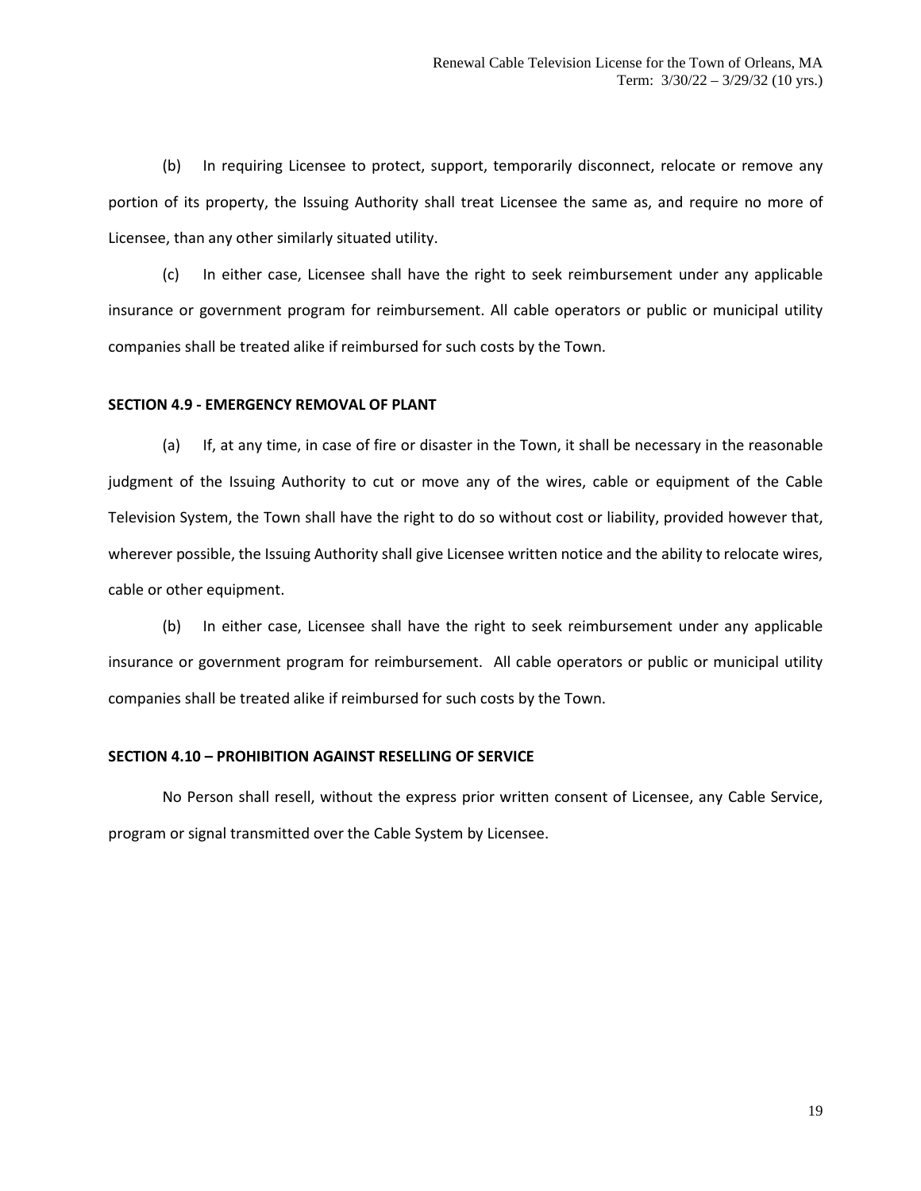(b) In requiring Licensee to protect, support, temporarily disconnect, relocate or remove any portion of its property, the Issuing Authority shall treat Licensee the same as, and require no more of Licensee, than any other similarly situated utility.

(c) In either case, Licensee shall have the right to seek reimbursement under any applicable insurance or government program for reimbursement. All cable operators or public or municipal utility companies shall be treated alike if reimbursed for such costs by the Town.

**SECTION 4.9 - EMERGENCY REMOVAL OF PLANT**

(a) If, at any time, in case of fire or disaster in the Town, it shall be necessary in the reasonable judgment of the Issuing Authority to cut or move any of the wires, cable or equipment of the Cable Television System, the Town shall have the right to do so without cost or liability, provided however that, wherever possible, the Issuing Authority shall give Licensee written notice and the ability to relocate wires, cable or other equipment.

(b) In either case, Licensee shall have the right to seek reimbursement under any applicable insurance or government program for reimbursement. All cable operators or public or municipal utility companies shall be treated alike if reimbursed for such costs by the Town.

**SECTION 4.10 – PROHIBITION AGAINST RESELLING OF SERVICE**

No Person shall resell, without the express prior written consent of Licensee, any Cable Service, program or signal transmitted over the Cable System by Licensee.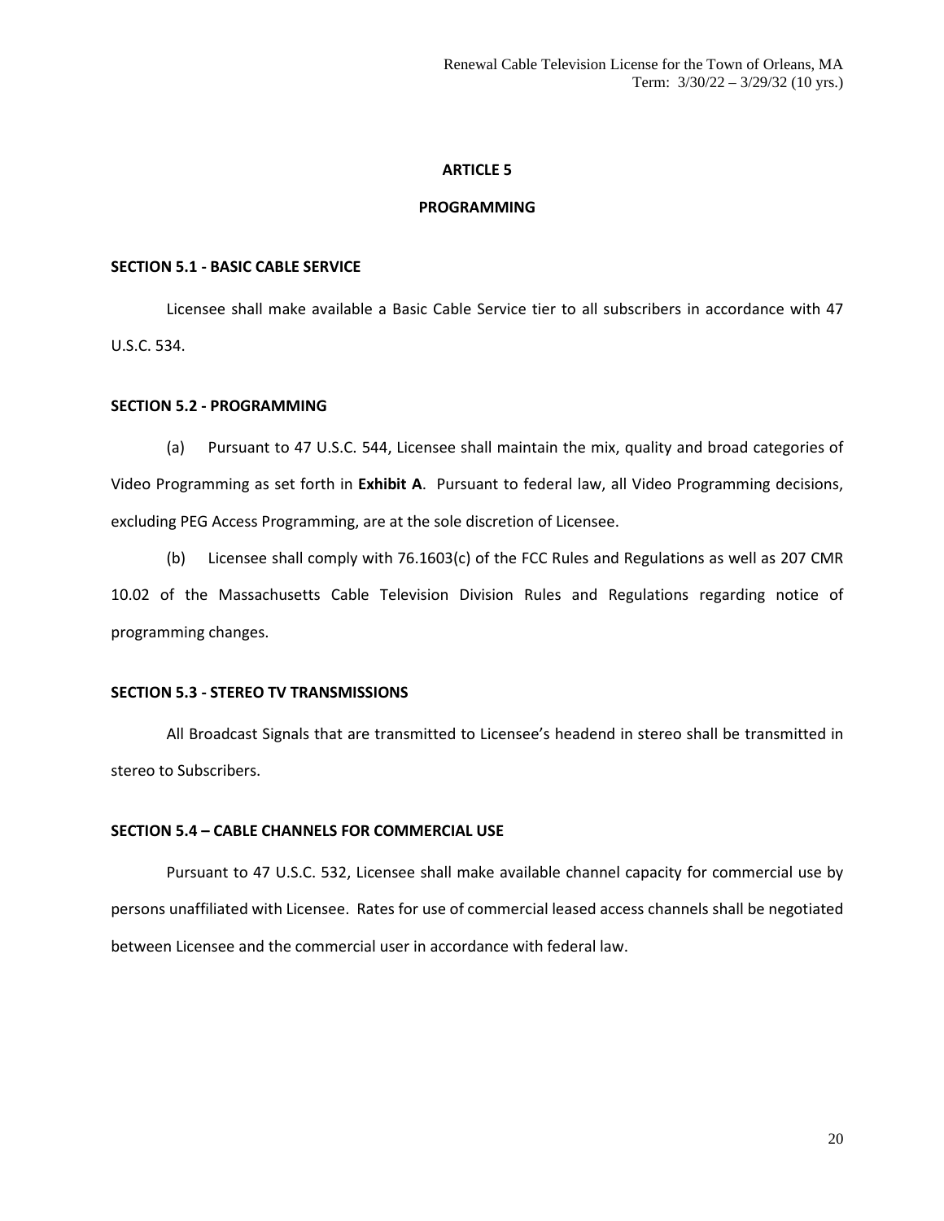# ARTICLE 5

# PROGRAMMING

### SECTION 5.1 - BASIC CABLE SERVICE

Licensee shall make available a Basic Cable Service tier to all subscribers in accordance with 47 U.S.C. 534.

### SECTION 5.2 - PROGRAMMING

(a) Pursuant to 47 U.S.C. 544, Licensee shall maintain the mix, quality and broad categories of Video Programming as set forth in **Exhibit A**. Pursuant to federal law, all Video Programming decisions, excluding PEG Access Programming, are at the sole discretion of Licensee.

(b) Licensee shall comply with 76.1603(c) of the FCC Rules and Regulations as well as 207 CMR 10.02 of the Massachusetts Cable Television Division Rules and Regulations regarding notice of programming changes.

### SECTION 5.3 - STEREO TV TRANSMISSIONS

All Broadcast Signals that are transmitted to Licensee's headend in stereo shall be transmitted in stereo to Subscribers.

### SECTION 5.4 – CABLE CHANNELS FOR COMMERCIAL USE

Pursuant to 47 U.S.C. 532, Licensee shall make available channel capacity for commercial use by persons unaffiliated with Licensee. Rates for use of commercial leased access channels shall be negotiated between Licensee and the commercial user in accordance with federal law.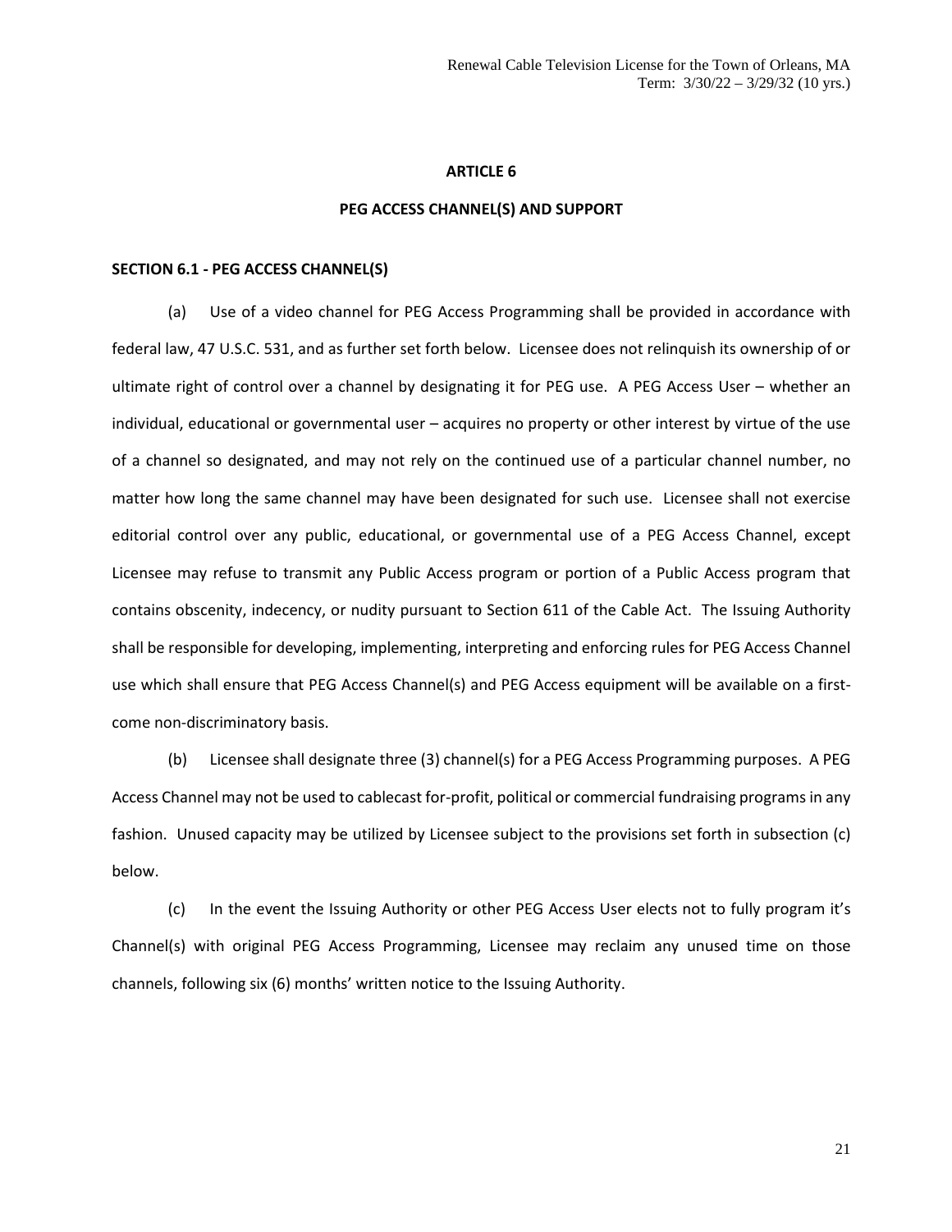## ARTICLE 6

## PEG ACCESS CHANNEL(S) AND SUPPORT

### SECTION 6.1 - PEG ACCESS CHANNEL(S)

(a) Use of a video channel for PEG Access Programming shall be provided in accordance with federal law, 47 U.S.C. 531, and as further set forth below. Licensee does not relinquish its ownership of or ultimate right of control over a channel by designating it for PEG use. A PEG Access User – whether an individual, educational or governmental user – acquires no property or other interest by virtue of the use of a channel so designated, and may not rely on the continued use of a particular channel number, no matter how long the same channel may have been designated for such use. Licensee shall not exercise editorial control over any public, educational, or governmental use of a PEG Access Channel, except Licensee may refuse to transmit any Public Access program or portion of a Public Access program that contains obscenity, indecency, or nudity pursuant to Section 611 of the Cable Act. The Issuing Authority shall be responsible for developing, implementing, interpreting and enforcing rules for PEG Access Channel use which shall ensure that PEG Access Channel(s) and PEG Access equipment will be available on a first-come non-discriminatory basis.

(b) Licensee shall designate three (3) channel(s) for a PEG Access Programming purposes. A PEG Access Channel may not be used to cablecast for-profit, political or commercial fundraising programs in any fashion. Unused capacity may be utilized by Licensee subject to the provisions set forth in subsection (c) below.

(c) In the event the Issuing Authority or other PEG Access User elects not to fully program it's Channel(s) with original PEG Access Programming, Licensee may reclaim any unused time on those channels, following six (6) months' written notice to the Issuing Authority.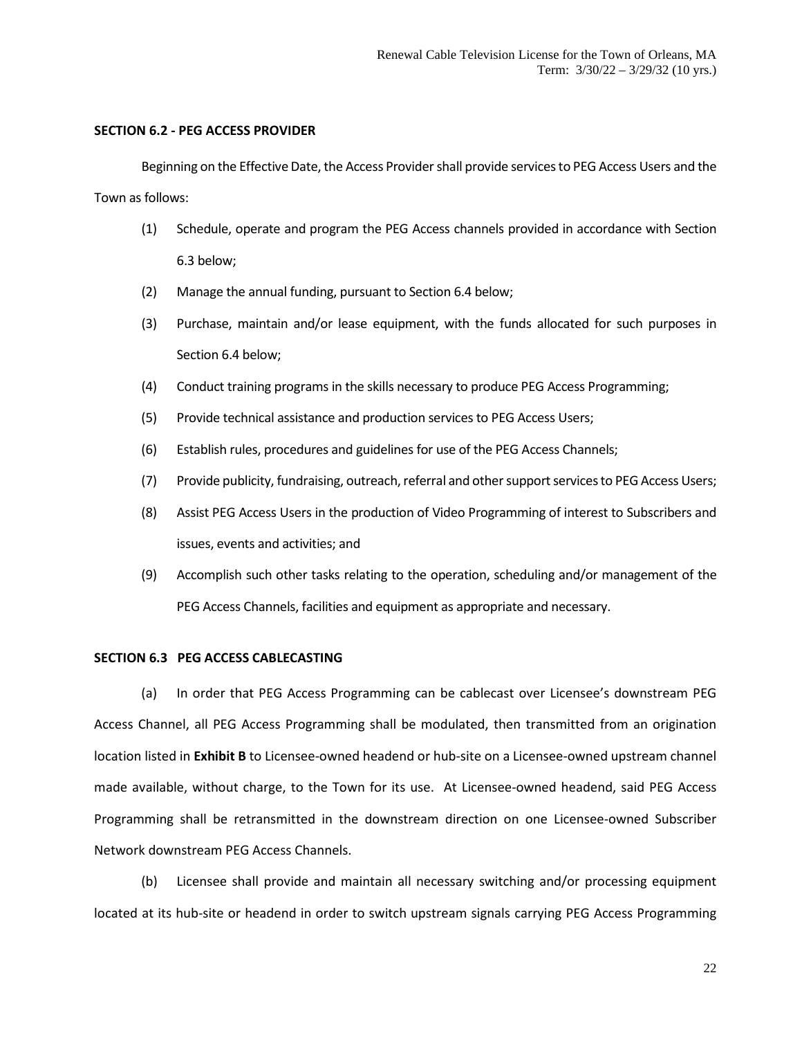## SECTION 6.2 - PEG ACCESS PROVIDER

Beginning on the Effective Date, the Access Provider shall provide services to PEG Access Users and the Town as follows:

(1) Schedule, operate and program the PEG Access channels provided in accordance with Section 6.3 below;

(2) Manage the annual funding, pursuant to Section 6.4 below;

(3) Purchase, maintain and/or lease equipment, with the funds allocated for such purposes in Section 6.4 below;

(4) Conduct training programs in the skills necessary to produce PEG Access Programming;

(5) Provide technical assistance and production services to PEG Access Users;

(6) Establish rules, procedures and guidelines for use of the PEG Access Channels;

(7) Provide publicity, fundraising, outreach, referral and other support services to PEG Access Users;

(8) Assist PEG Access Users in the production of Video Programming of interest to Subscribers and issues, events and activities; and

(9) Accomplish such other tasks relating to the operation, scheduling and/or management of the PEG Access Channels, facilities and equipment as appropriate and necessary.

## SECTION 6.3 PEG ACCESS CABLECASTING

(a) In order that PEG Access Programming can be cablecast over Licensee's downstream PEG Access Channel, all PEG Access Programming shall be modulated, then transmitted from an origination location listed in **Exhibit B** to Licensee-owned headend or hub-site on a Licensee-owned upstream channel made available, without charge, to the Town for its use. At Licensee-owned headend, said PEG Access Programming shall be retransmitted in the downstream direction on one Licensee-owned Subscriber Network downstream PEG Access Channels.

(b) Licensee shall provide and maintain all necessary switching and/or processing equipment located at its hub-site or headend in order to switch upstream signals carrying PEG Access Programming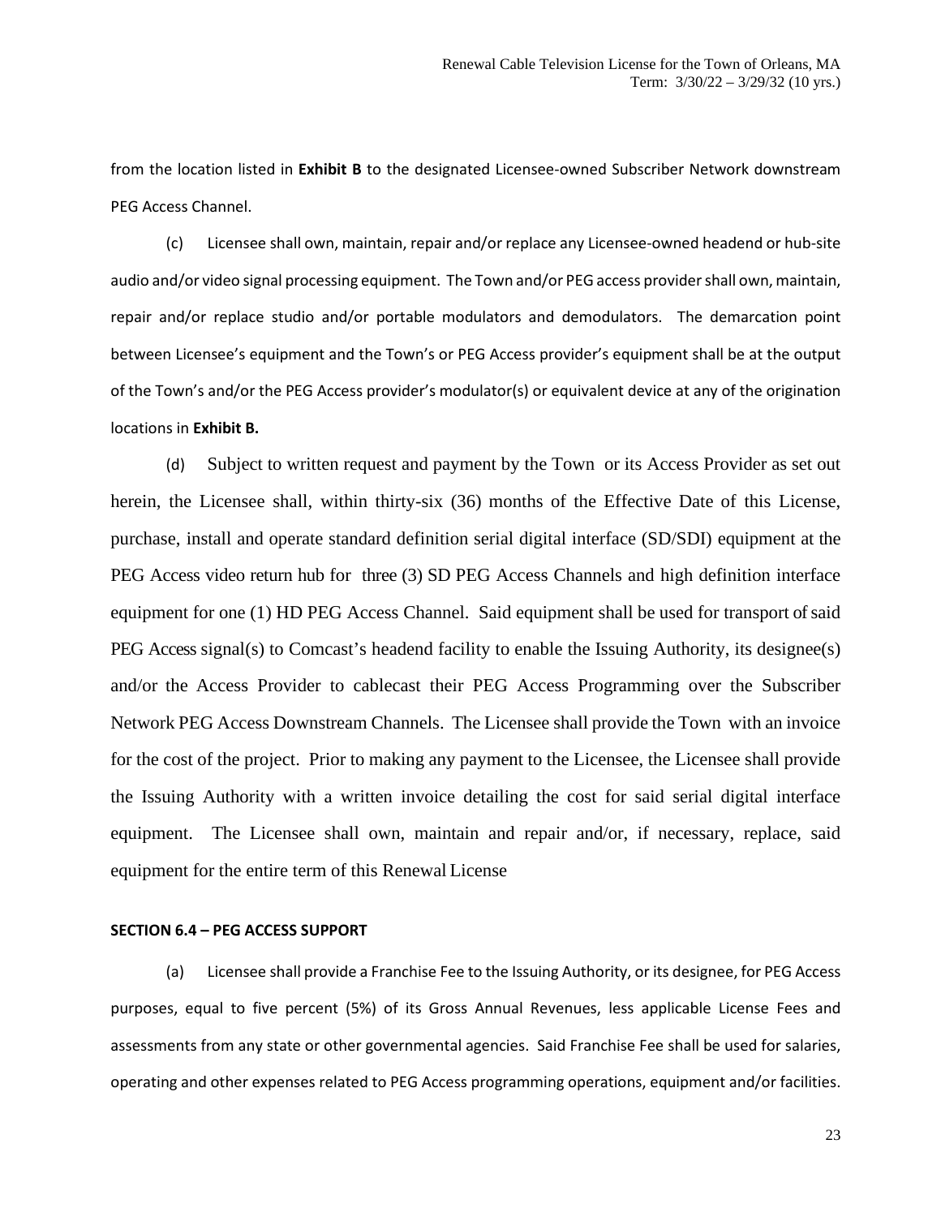from the location listed in **Exhibit B** to the designated Licensee-owned Subscriber Network downstream PEG Access Channel.

(c) Licensee shall own, maintain, repair and/or replace any Licensee-owned headend or hub-site audio and/or video signal processing equipment. The Town and/or PEG access provider shall own, maintain, repair and/or replace studio and/or portable modulators and demodulators. The demarcation point between Licensee's equipment and the Town's or PEG Access provider's equipment shall be at the output of the Town's and/or the PEG Access provider's modulator(s) or equivalent device at any of the origination locations in **Exhibit B.**

(d) Subject to written request and payment by the Town or its Access Provider as set out herein, the Licensee shall, within thirty-six (36) months of the Effective Date of this License, purchase, install and operate standard definition serial digital interface (SD/SDI) equipment at the PEG Access video return hub for three (3) SD PEG Access Channels and high definition interface equipment for one (1) HD PEG Access Channel. Said equipment shall be used for transport of said PEG Access signal(s) to Comcast's headend facility to enable the Issuing Authority, its designee(s) and/or the Access Provider to cablecast their PEG Access Programming over the Subscriber Network PEG Access Downstream Channels. The Licensee shall provide the Town with an invoice for the cost of the project. Prior to making any payment to the Licensee, the Licensee shall provide the Issuing Authority with a written invoice detailing the cost for said serial digital interface equipment. The Licensee shall own, maintain and repair and/or, if necessary, replace, said equipment for the entire term of this Renewal License

**SECTION 6.4 – PEG ACCESS SUPPORT**

(a) Licensee shall provide a Franchise Fee to the Issuing Authority, or its designee, for PEG Access purposes, equal to five percent (5%) of its Gross Annual Revenues, less applicable License Fees and assessments from any state or other governmental agencies. Said Franchise Fee shall be used for salaries, operating and other expenses related to PEG Access programming operations, equipment and/or facilities.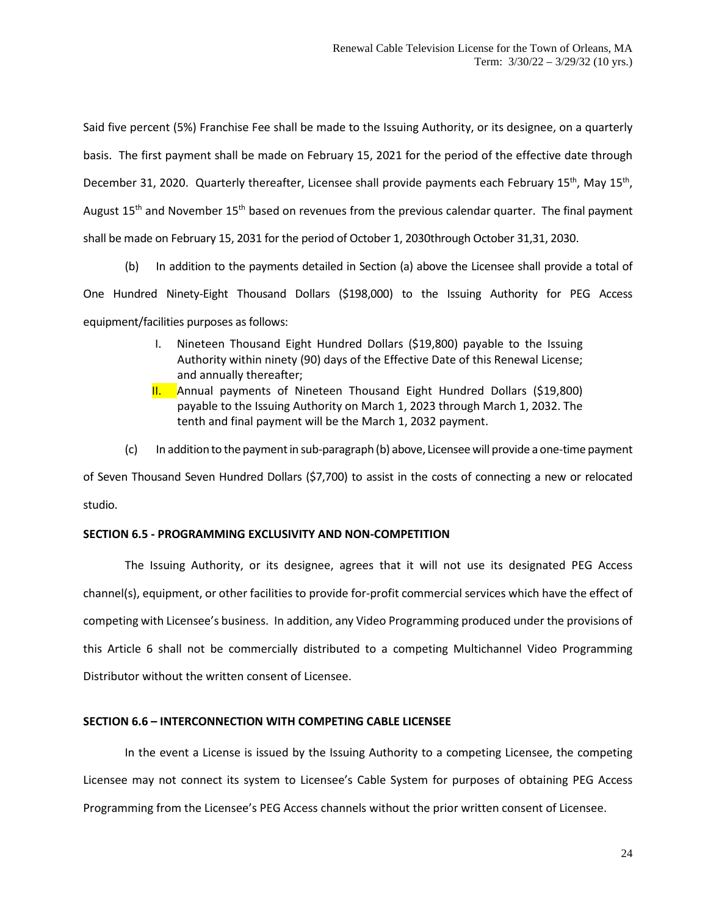Said five percent (5%) Franchise Fee shall be made to the Issuing Authority, or its designee, on a quarterly basis. The first payment shall be made on February 15, 2021 for the period of the effective date through December 31, 2020. Quarterly thereafter, Licensee shall provide payments each February 15th, May 15th, August 15th and November 15th based on revenues from the previous calendar quarter. The final payment shall be made on February 15, 2031 for the period of October 1, 2030through October 31,31, 2030.

(b) In addition to the payments detailed in Section (a) above the Licensee shall provide a total of One Hundred Ninety-Eight Thousand Dollars ($198,000) to the Issuing Authority for PEG Access equipment/facilities purposes as follows:

I. Nineteen Thousand Eight Hundred Dollars ($19,800) payable to the Issuing Authority within ninety (90) days of the Effective Date of this Renewal License; and annually thereafter;

II. Annual payments of Nineteen Thousand Eight Hundred Dollars ($19,800) payable to the Issuing Authority on March 1, 2023 through March 1, 2032. The tenth and final payment will be the March 1, 2032 payment.

(c) In addition to the payment in sub-paragraph (b) above, Licensee will provide a one-time payment of Seven Thousand Seven Hundred Dollars ($7,700) to assist in the costs of connecting a new or relocated studio.

**SECTION 6.5 - PROGRAMMING EXCLUSIVITY AND NON-COMPETITION**

The Issuing Authority, or its designee, agrees that it will not use its designated PEG Access channel(s), equipment, or other facilities to provide for-profit commercial services which have the effect of competing with Licensee's business. In addition, any Video Programming produced under the provisions of this Article 6 shall not be commercially distributed to a competing Multichannel Video Programming Distributor without the written consent of Licensee.

**SECTION 6.6 – INTERCONNECTION WITH COMPETING CABLE LICENSEE**

In the event a License is issued by the Issuing Authority to a competing Licensee, the competing Licensee may not connect its system to Licensee's Cable System for purposes of obtaining PEG Access Programming from the Licensee's PEG Access channels without the prior written consent of Licensee.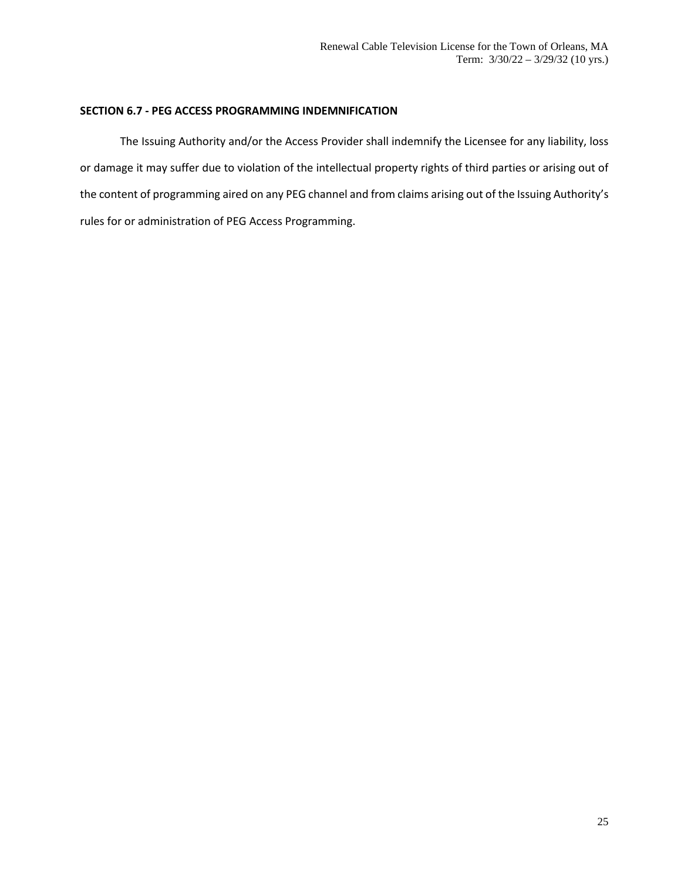## SECTION 6.7 - PEG ACCESS PROGRAMMING INDEMNIFICATION

The Issuing Authority and/or the Access Provider shall indemnify the Licensee for any liability, loss or damage it may suffer due to violation of the intellectual property rights of third parties or arising out of the content of programming aired on any PEG channel and from claims arising out of the Issuing Authority's rules for or administration of PEG Access Programming.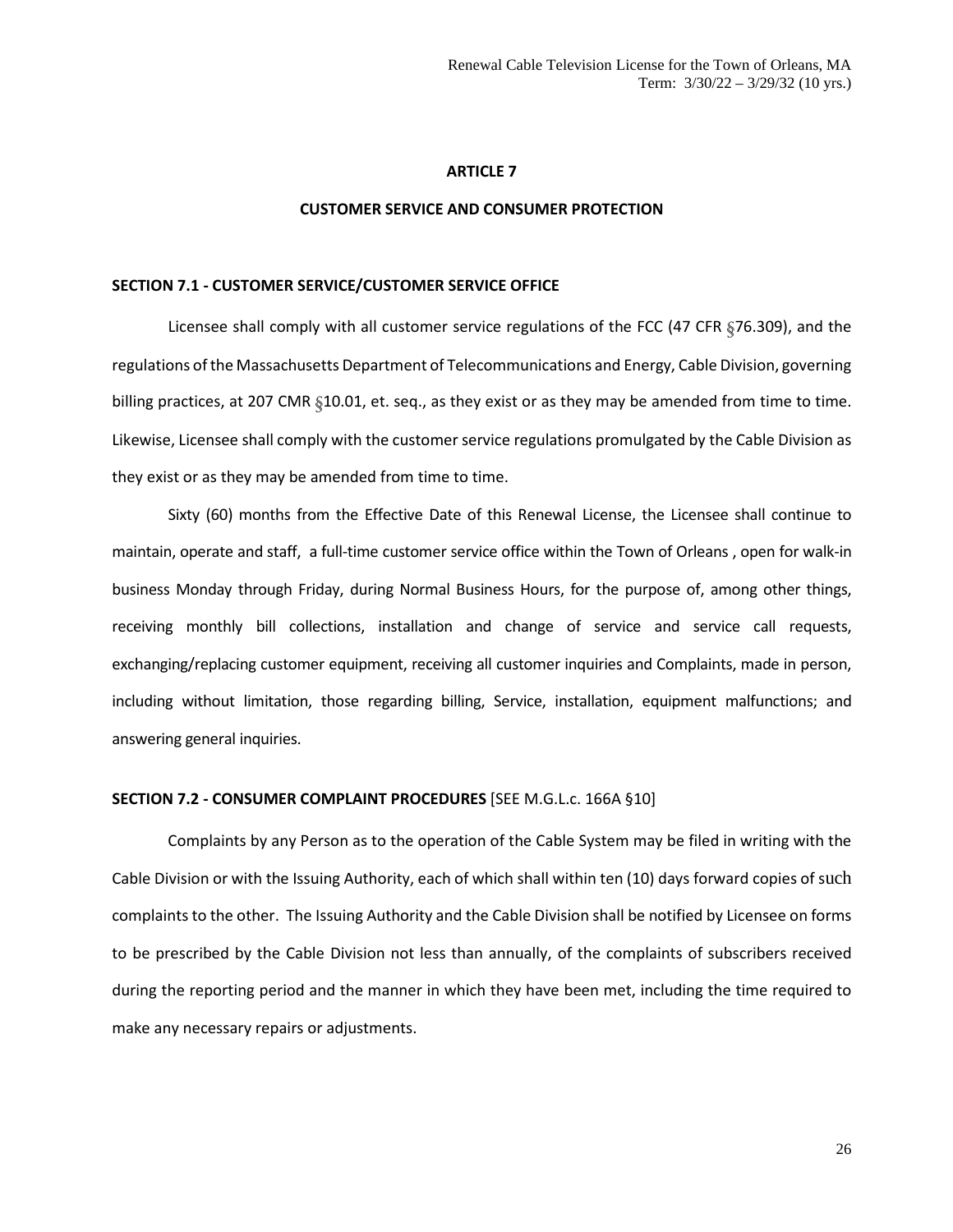## ARTICLE 7

## CUSTOMER SERVICE AND CONSUMER PROTECTION

### SECTION 7.1 - CUSTOMER SERVICE/CUSTOMER SERVICE OFFICE

Licensee shall comply with all customer service regulations of the FCC (47 CFR §76.309), and the regulations of the Massachusetts Department of Telecommunications and Energy, Cable Division, governing billing practices, at 207 CMR §10.01, et. seq., as they exist or as they may be amended from time to time. Likewise, Licensee shall comply with the customer service regulations promulgated by the Cable Division as they exist or as they may be amended from time to time.

Sixty (60) months from the Effective Date of this Renewal License, the Licensee shall continue to maintain, operate and staff, a full-time customer service office within the Town of Orleans , open for walk-in business Monday through Friday, during Normal Business Hours, for the purpose of, among other things, receiving monthly bill collections, installation and change of service and service call requests, exchanging/replacing customer equipment, receiving all customer inquiries and Complaints, made in person, including without limitation, those regarding billing, Service, installation, equipment malfunctions; and answering general inquiries.

### SECTION 7.2 - CONSUMER COMPLAINT PROCEDURES [SEE M.G.L.c. 166A §10]

Complaints by any Person as to the operation of the Cable System may be filed in writing with the Cable Division or with the Issuing Authority, each of which shall within ten (10) days forward copies of such complaints to the other. The Issuing Authority and the Cable Division shall be notified by Licensee on forms to be prescribed by the Cable Division not less than annually, of the complaints of subscribers received during the reporting period and the manner in which they have been met, including the time required to make any necessary repairs or adjustments.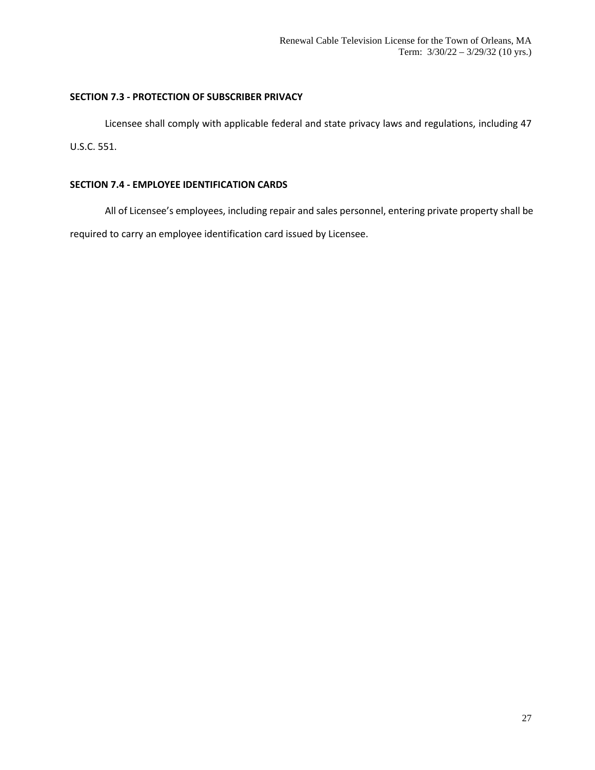## SECTION 7.3 - PROTECTION OF SUBSCRIBER PRIVACY

Licensee shall comply with applicable federal and state privacy laws and regulations, including 47 U.S.C. 551.

## SECTION 7.4 - EMPLOYEE IDENTIFICATION CARDS

All of Licensee's employees, including repair and sales personnel, entering private property shall be required to carry an employee identification card issued by Licensee.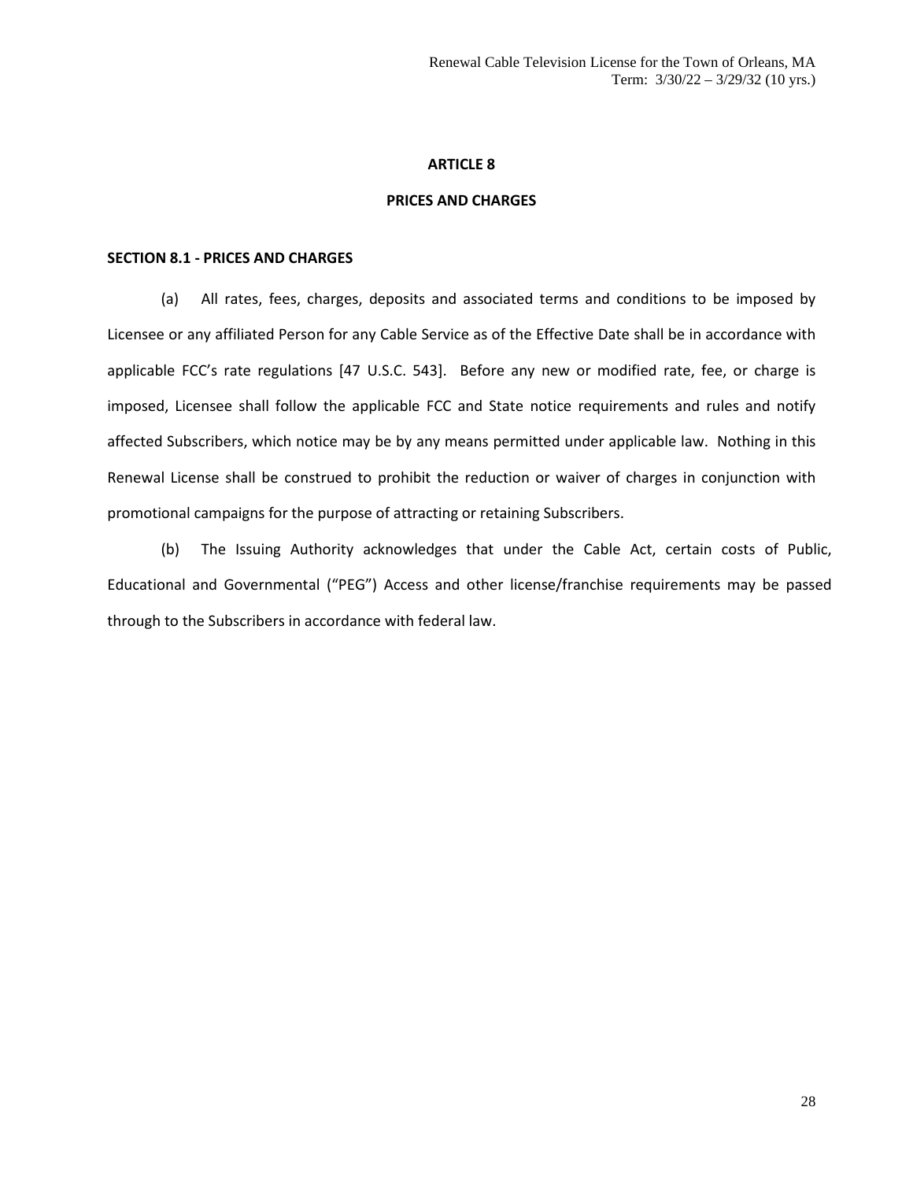# ARTICLE 8

# PRICES AND CHARGES

## SECTION 8.1 - PRICES AND CHARGES

(a) All rates, fees, charges, deposits and associated terms and conditions to be imposed by Licensee or any affiliated Person for any Cable Service as of the Effective Date shall be in accordance with applicable FCC's rate regulations [47 U.S.C. 543]. Before any new or modified rate, fee, or charge is imposed, Licensee shall follow the applicable FCC and State notice requirements and rules and notify affected Subscribers, which notice may be by any means permitted under applicable law. Nothing in this Renewal License shall be construed to prohibit the reduction or waiver of charges in conjunction with promotional campaigns for the purpose of attracting or retaining Subscribers.

(b) The Issuing Authority acknowledges that under the Cable Act, certain costs of Public, Educational and Governmental ("PEG") Access and other license/franchise requirements may be passed through to the Subscribers in accordance with federal law.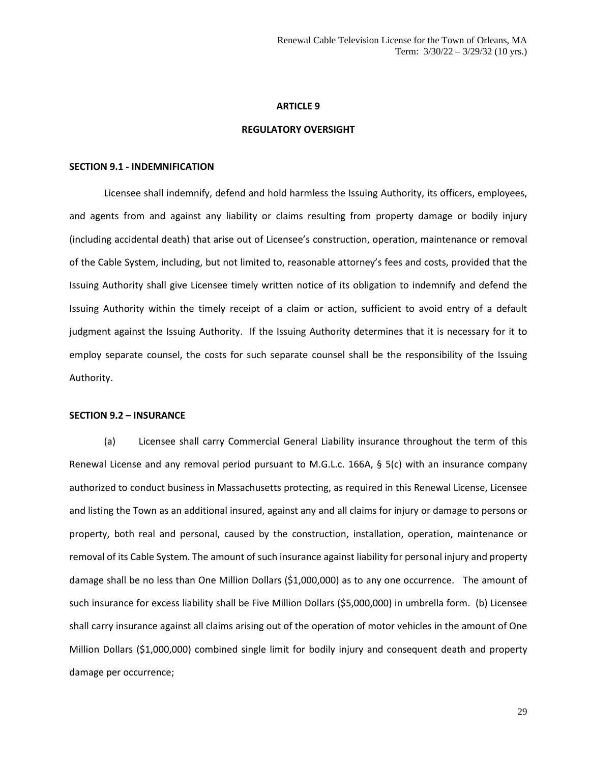## ARTICLE 9

## REGULATORY OVERSIGHT

### SECTION 9.1 - INDEMNIFICATION

Licensee shall indemnify, defend and hold harmless the Issuing Authority, its officers, employees, and agents from and against any liability or claims resulting from property damage or bodily injury (including accidental death) that arise out of Licensee's construction, operation, maintenance or removal of the Cable System, including, but not limited to, reasonable attorney's fees and costs, provided that the Issuing Authority shall give Licensee timely written notice of its obligation to indemnify and defend the Issuing Authority within the timely receipt of a claim or action, sufficient to avoid entry of a default judgment against the Issuing Authority. If the Issuing Authority determines that it is necessary for it to employ separate counsel, the costs for such separate counsel shall be the responsibility of the Issuing Authority.

### SECTION 9.2 – INSURANCE

(a) Licensee shall carry Commercial General Liability insurance throughout the term of this Renewal License and any removal period pursuant to M.G.L.c. 166A, § 5(c) with an insurance company authorized to conduct business in Massachusetts protecting, as required in this Renewal License, Licensee and listing the Town as an additional insured, against any and all claims for injury or damage to persons or property, both real and personal, caused by the construction, installation, operation, maintenance or removal of its Cable System. The amount of such insurance against liability for personal injury and property damage shall be no less than One Million Dollars ($1,000,000) as to any one occurrence. The amount of such insurance for excess liability shall be Five Million Dollars ($5,000,000) in umbrella form. (b) Licensee shall carry insurance against all claims arising out of the operation of motor vehicles in the amount of One Million Dollars ($1,000,000) combined single limit for bodily injury and consequent death and property damage per occurrence;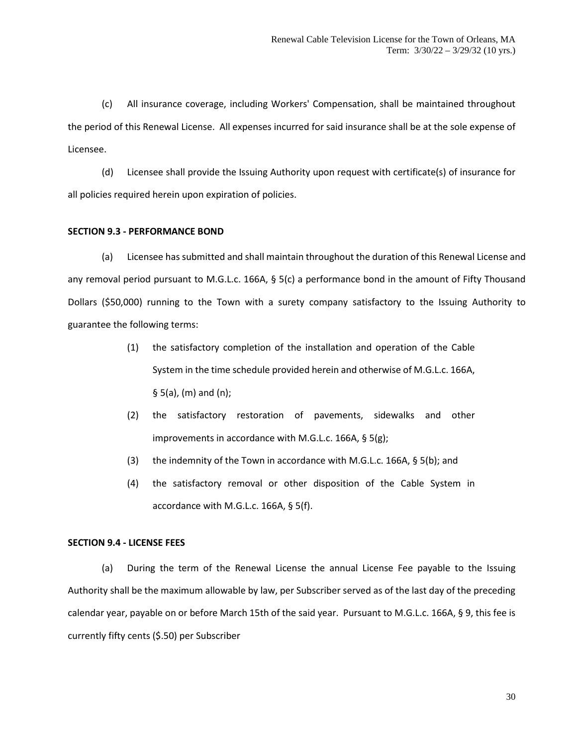(c) All insurance coverage, including Workers' Compensation, shall be maintained throughout the period of this Renewal License. All expenses incurred for said insurance shall be at the sole expense of Licensee.

(d) Licensee shall provide the Issuing Authority upon request with certificate(s) of insurance for all policies required herein upon expiration of policies.

**SECTION 9.3 - PERFORMANCE BOND**

(a) Licensee has submitted and shall maintain throughout the duration of this Renewal License and any removal period pursuant to M.G.L.c. 166A, § 5(c) a performance bond in the amount of Fifty Thousand Dollars ($50,000) running to the Town with a surety company satisfactory to the Issuing Authority to guarantee the following terms:

(1) the satisfactory completion of the installation and operation of the Cable System in the time schedule provided herein and otherwise of M.G.L.c. 166A, § 5(a), (m) and (n);

(2) the satisfactory restoration of pavements, sidewalks and other improvements in accordance with M.G.L.c. 166A, § 5(g);

(3) the indemnity of the Town in accordance with M.G.L.c. 166A, § 5(b); and

(4) the satisfactory removal or other disposition of the Cable System in accordance with M.G.L.c. 166A, § 5(f).

**SECTION 9.4 - LICENSE FEES**

(a) During the term of the Renewal License the annual License Fee payable to the Issuing Authority shall be the maximum allowable by law, per Subscriber served as of the last day of the preceding calendar year, payable on or before March 15th of the said year. Pursuant to M.G.L.c. 166A, § 9, this fee is currently fifty cents ($.50) per Subscriber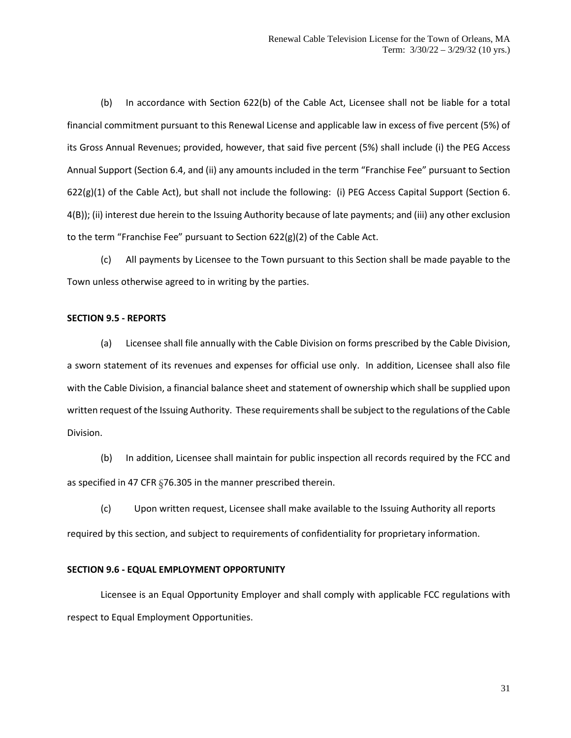(b) In accordance with Section 622(b) of the Cable Act, Licensee shall not be liable for a total financial commitment pursuant to this Renewal License and applicable law in excess of five percent (5%) of its Gross Annual Revenues; provided, however, that said five percent (5%) shall include (i) the PEG Access Annual Support (Section 6.4, and (ii) any amounts included in the term "Franchise Fee" pursuant to Section 622(g)(1) of the Cable Act), but shall not include the following: (i) PEG Access Capital Support (Section 6. 4(B)); (ii) interest due herein to the Issuing Authority because of late payments; and (iii) any other exclusion to the term "Franchise Fee" pursuant to Section 622(g)(2) of the Cable Act.

(c) All payments by Licensee to the Town pursuant to this Section shall be made payable to the Town unless otherwise agreed to in writing by the parties.

**SECTION 9.5 - REPORTS**

(a) Licensee shall file annually with the Cable Division on forms prescribed by the Cable Division, a sworn statement of its revenues and expenses for official use only. In addition, Licensee shall also file with the Cable Division, a financial balance sheet and statement of ownership which shall be supplied upon written request of the Issuing Authority. These requirements shall be subject to the regulations of the Cable Division.

(b) In addition, Licensee shall maintain for public inspection all records required by the FCC and as specified in 47 CFR §76.305 in the manner prescribed therein.

(c) Upon written request, Licensee shall make available to the Issuing Authority all reports required by this section, and subject to requirements of confidentiality for proprietary information.

**SECTION 9.6 - EQUAL EMPLOYMENT OPPORTUNITY**

Licensee is an Equal Opportunity Employer and shall comply with applicable FCC regulations with respect to Equal Employment Opportunities.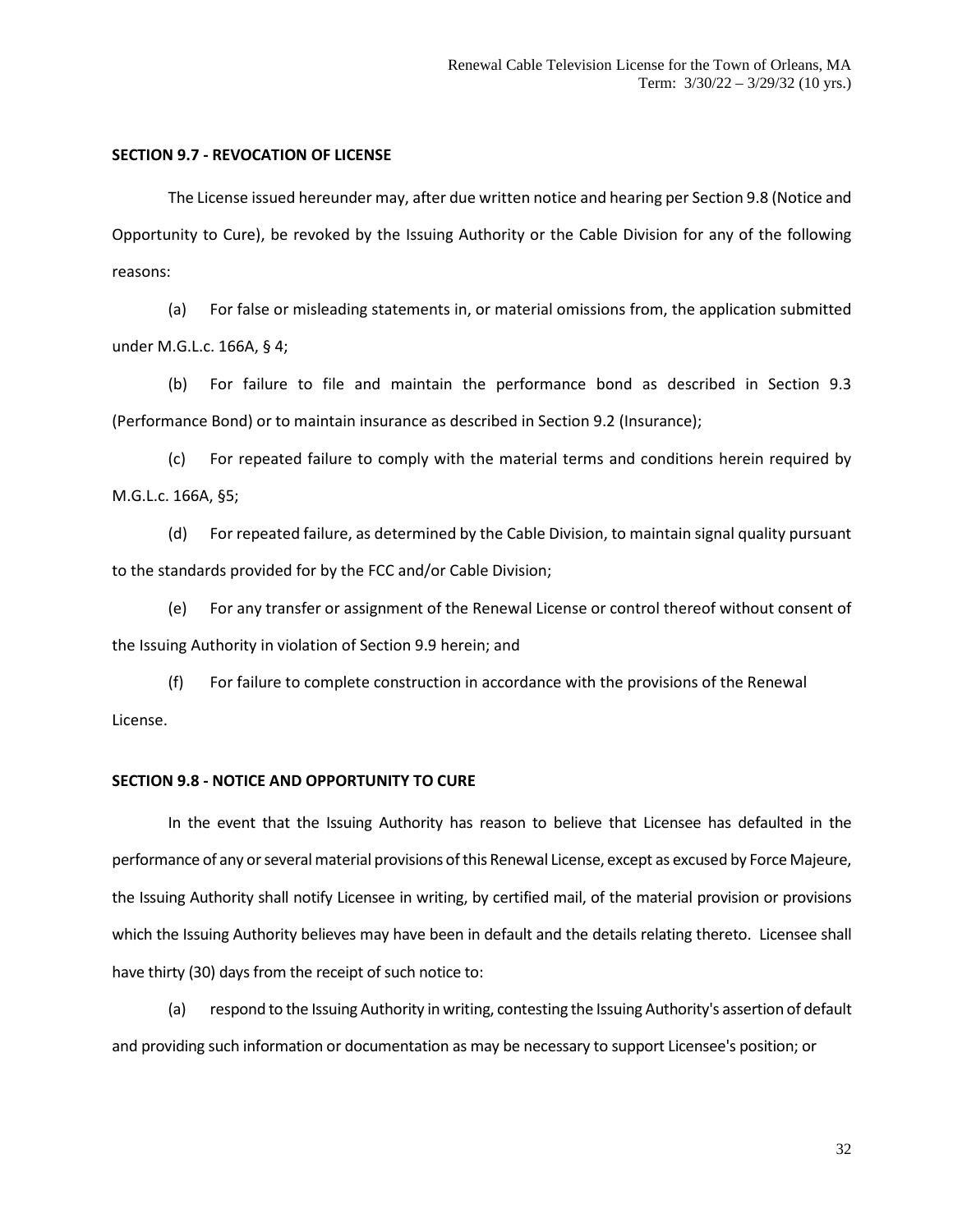### SECTION 9.7 - REVOCATION OF LICENSE

The License issued hereunder may, after due written notice and hearing per Section 9.8 (Notice and Opportunity to Cure), be revoked by the Issuing Authority or the Cable Division for any of the following reasons:

(a) For false or misleading statements in, or material omissions from, the application submitted under M.G.L.c. 166A, § 4;

(b) For failure to file and maintain the performance bond as described in Section 9.3 (Performance Bond) or to maintain insurance as described in Section 9.2 (Insurance);

(c) For repeated failure to comply with the material terms and conditions herein required by M.G.L.c. 166A, §5;

(d) For repeated failure, as determined by the Cable Division, to maintain signal quality pursuant to the standards provided for by the FCC and/or Cable Division;

(e) For any transfer or assignment of the Renewal License or control thereof without consent of the Issuing Authority in violation of Section 9.9 herein; and

(f) For failure to complete construction in accordance with the provisions of the Renewal License.

### SECTION 9.8 - NOTICE AND OPPORTUNITY TO CURE

In the event that the Issuing Authority has reason to believe that Licensee has defaulted in the performance of any or several material provisions of this Renewal License, except as excused by Force Majeure, the Issuing Authority shall notify Licensee in writing, by certified mail, of the material provision or provisions which the Issuing Authority believes may have been in default and the details relating thereto. Licensee shall have thirty (30) days from the receipt of such notice to:

(a) respond to the Issuing Authority in writing, contesting the Issuing Authority's assertion of default and providing such information or documentation as may be necessary to support Licensee's position; or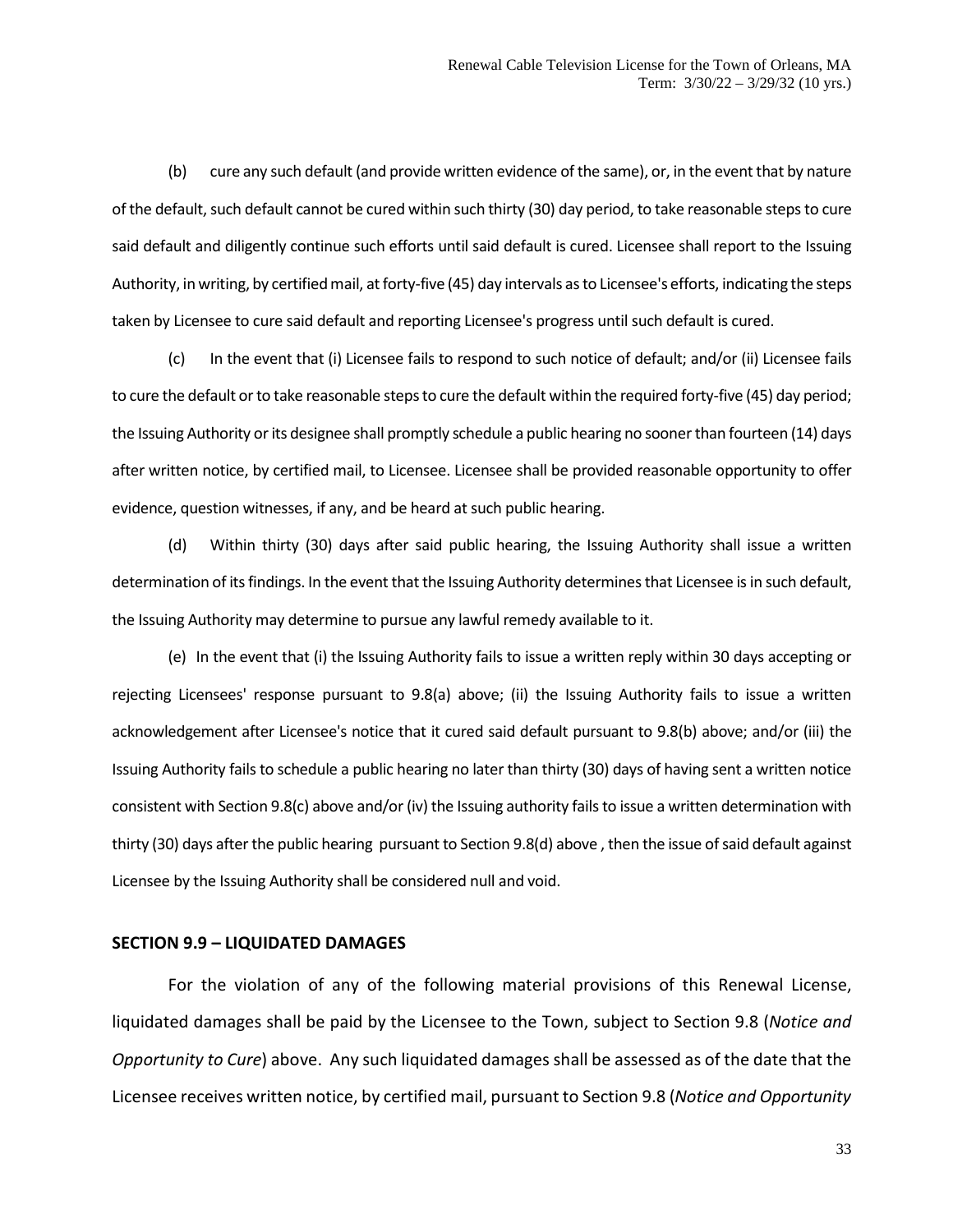(b) cure any such default (and provide written evidence of the same), or, in the event that by nature of the default, such default cannot be cured within such thirty (30) day period, to take reasonable steps to cure said default and diligently continue such efforts until said default is cured. Licensee shall report to the Issuing Authority, in writing, by certified mail, at forty-five (45) day intervals as to Licensee's efforts, indicating the steps taken by Licensee to cure said default and reporting Licensee's progress until such default is cured.

(c) In the event that (i) Licensee fails to respond to such notice of default; and/or (ii) Licensee fails to cure the default or to take reasonable steps to cure the default within the required forty-five (45) day period; the Issuing Authority or its designee shall promptly schedule a public hearing no sooner than fourteen (14) days after written notice, by certified mail, to Licensee. Licensee shall be provided reasonable opportunity to offer evidence, question witnesses, if any, and be heard at such public hearing.

(d) Within thirty (30) days after said public hearing, the Issuing Authority shall issue a written determination of its findings. In the event that the Issuing Authority determines that Licensee is in such default, the Issuing Authority may determine to pursue any lawful remedy available to it.

(e) In the event that (i) the Issuing Authority fails to issue a written reply within 30 days accepting or rejecting Licensees' response pursuant to 9.8(a) above; (ii) the Issuing Authority fails to issue a written acknowledgement after Licensee's notice that it cured said default pursuant to 9.8(b) above; and/or (iii) the Issuing Authority fails to schedule a public hearing no later than thirty (30) days of having sent a written notice consistent with Section 9.8(c) above and/or (iv) the Issuing authority fails to issue a written determination with thirty (30) days after the public hearing pursuant to Section 9.8(d) above , then the issue of said default against Licensee by the Issuing Authority shall be considered null and void.

## SECTION 9.9 – LIQUIDATED DAMAGES

For the violation of any of the following material provisions of this Renewal License, liquidated damages shall be paid by the Licensee to the Town, subject to Section 9.8 (*Notice and Opportunity to Cure*) above. Any such liquidated damages shall be assessed as of the date that the Licensee receives written notice, by certified mail, pursuant to Section 9.8 (*Notice and Opportunity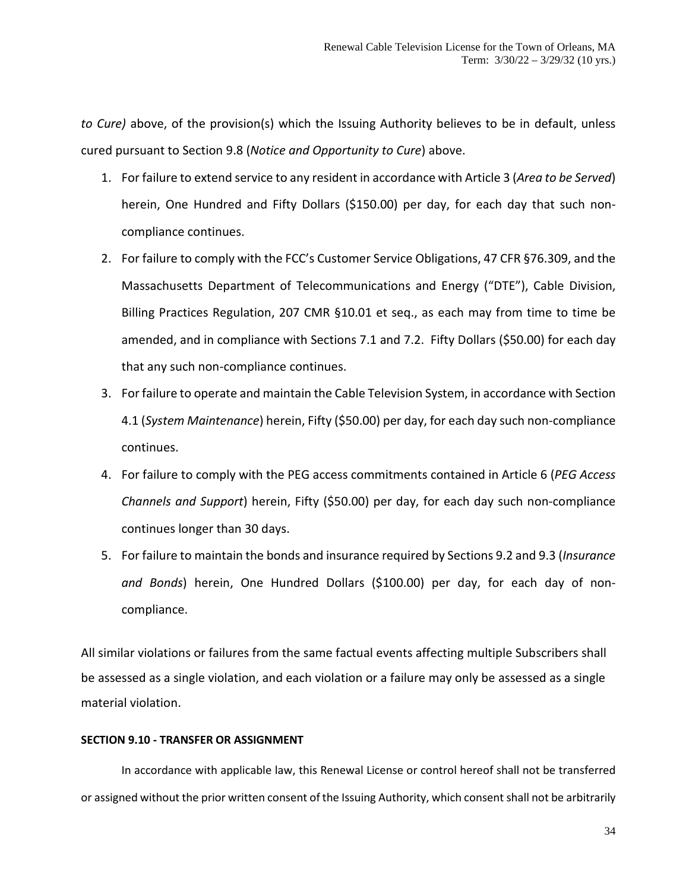*to Cure)* above, of the provision(s) which the Issuing Authority believes to be in default, unless cured pursuant to Section 9.8 (*Notice and Opportunity to Cure*) above.

1. For failure to extend service to any resident in accordance with Article 3 (*Area to be Served*) herein, One Hundred and Fifty Dollars ($150.00) per day, for each day that such non-compliance continues.
2. For failure to comply with the FCC's Customer Service Obligations, 47 CFR §76.309, and the Massachusetts Department of Telecommunications and Energy ("DTE"), Cable Division, Billing Practices Regulation, 207 CMR §10.01 et seq., as each may from time to time be amended, and in compliance with Sections 7.1 and 7.2. Fifty Dollars ($50.00) for each day that any such non-compliance continues.
3. For failure to operate and maintain the Cable Television System, in accordance with Section 4.1 (*System Maintenance*) herein, Fifty ($50.00) per day, for each day such non-compliance continues.
4. For failure to comply with the PEG access commitments contained in Article 6 (*PEG Access Channels and Support*) herein, Fifty ($50.00) per day, for each day such non-compliance continues longer than 30 days.
5. For failure to maintain the bonds and insurance required by Sections 9.2 and 9.3 (*Insurance and Bonds*) herein, One Hundred Dollars ($100.00) per day, for each day of non-compliance.

All similar violations or failures from the same factual events affecting multiple Subscribers shall be assessed as a single violation, and each violation or a failure may only be assessed as a single material violation.

**SECTION 9.10 - TRANSFER OR ASSIGNMENT**

In accordance with applicable law, this Renewal License or control hereof shall not be transferred or assigned without the prior written consent of the Issuing Authority, which consent shall not be arbitrarily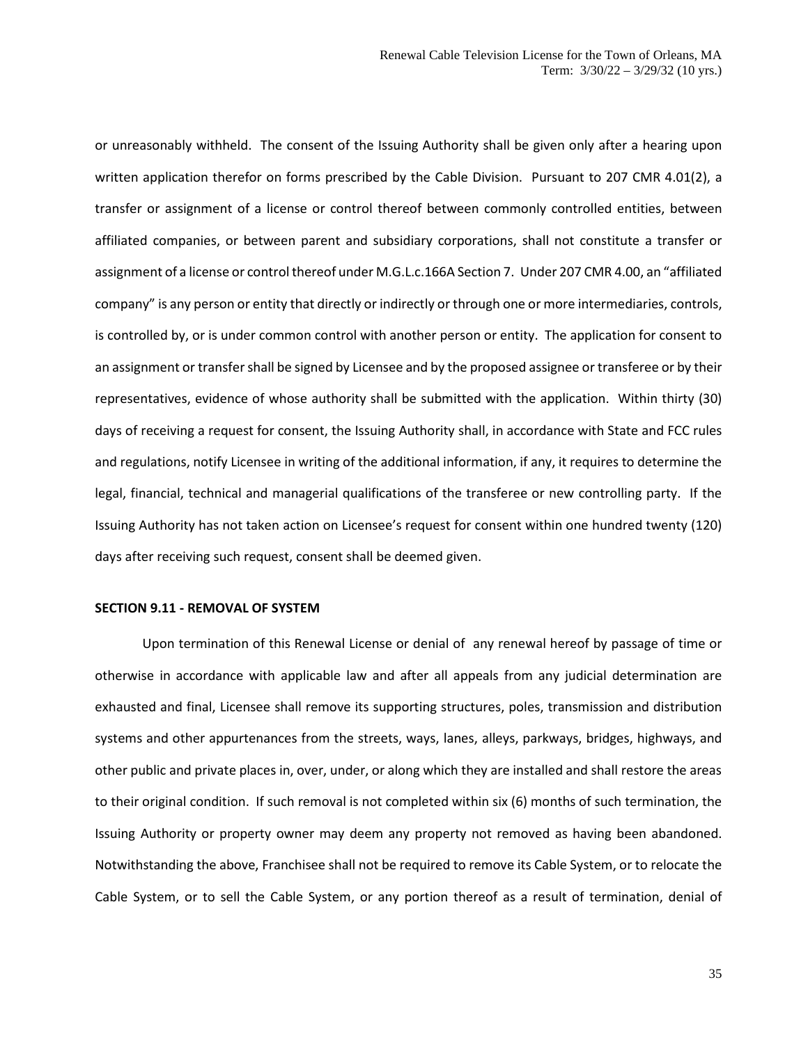or unreasonably withheld. The consent of the Issuing Authority shall be given only after a hearing upon written application therefor on forms prescribed by the Cable Division. Pursuant to 207 CMR 4.01(2), a transfer or assignment of a license or control thereof between commonly controlled entities, between affiliated companies, or between parent and subsidiary corporations, shall not constitute a transfer or assignment of a license or control thereof under M.G.L.c.166A Section 7. Under 207 CMR 4.00, an "affiliated company" is any person or entity that directly or indirectly or through one or more intermediaries, controls, is controlled by, or is under common control with another person or entity. The application for consent to an assignment or transfer shall be signed by Licensee and by the proposed assignee or transferee or by their representatives, evidence of whose authority shall be submitted with the application. Within thirty (30) days of receiving a request for consent, the Issuing Authority shall, in accordance with State and FCC rules and regulations, notify Licensee in writing of the additional information, if any, it requires to determine the legal, financial, technical and managerial qualifications of the transferee or new controlling party. If the Issuing Authority has not taken action on Licensee's request for consent within one hundred twenty (120) days after receiving such request, consent shall be deemed given.

**SECTION 9.11 - REMOVAL OF SYSTEM**

Upon termination of this Renewal License or denial of any renewal hereof by passage of time or otherwise in accordance with applicable law and after all appeals from any judicial determination are exhausted and final, Licensee shall remove its supporting structures, poles, transmission and distribution systems and other appurtenances from the streets, ways, lanes, alleys, parkways, bridges, highways, and other public and private places in, over, under, or along which they are installed and shall restore the areas to their original condition. If such removal is not completed within six (6) months of such termination, the Issuing Authority or property owner may deem any property not removed as having been abandoned. Notwithstanding the above, Franchisee shall not be required to remove its Cable System, or to relocate the Cable System, or to sell the Cable System, or any portion thereof as a result of termination, denial of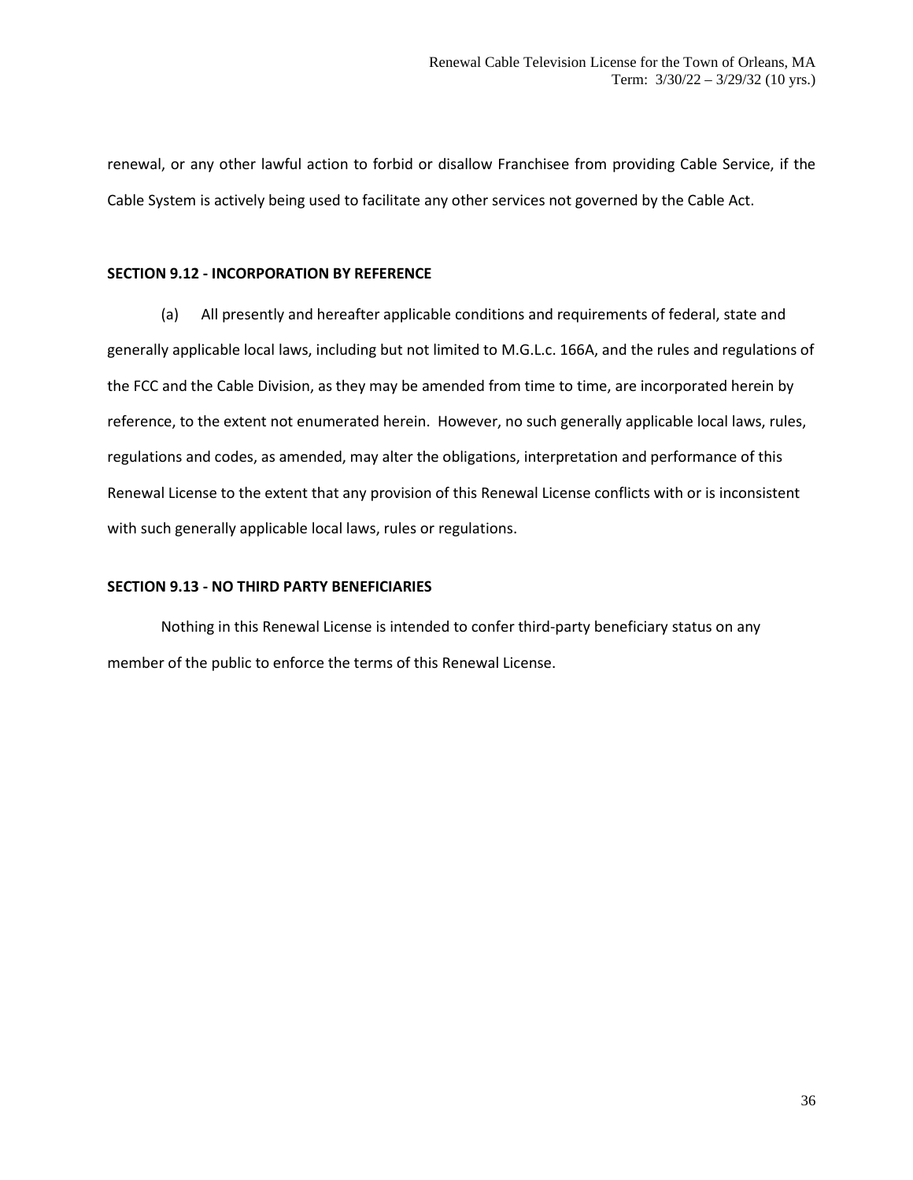renewal, or any other lawful action to forbid or disallow Franchisee from providing Cable Service, if the Cable System is actively being used to facilitate any other services not governed by the Cable Act.

**SECTION 9.12 - INCORPORATION BY REFERENCE**

(a) All presently and hereafter applicable conditions and requirements of federal, state and generally applicable local laws, including but not limited to M.G.L.c. 166A, and the rules and regulations of the FCC and the Cable Division, as they may be amended from time to time, are incorporated herein by reference, to the extent not enumerated herein. However, no such generally applicable local laws, rules, regulations and codes, as amended, may alter the obligations, interpretation and performance of this Renewal License to the extent that any provision of this Renewal License conflicts with or is inconsistent with such generally applicable local laws, rules or regulations.

**SECTION 9.13 - NO THIRD PARTY BENEFICIARIES**

Nothing in this Renewal License is intended to confer third-party beneficiary status on any member of the public to enforce the terms of this Renewal License.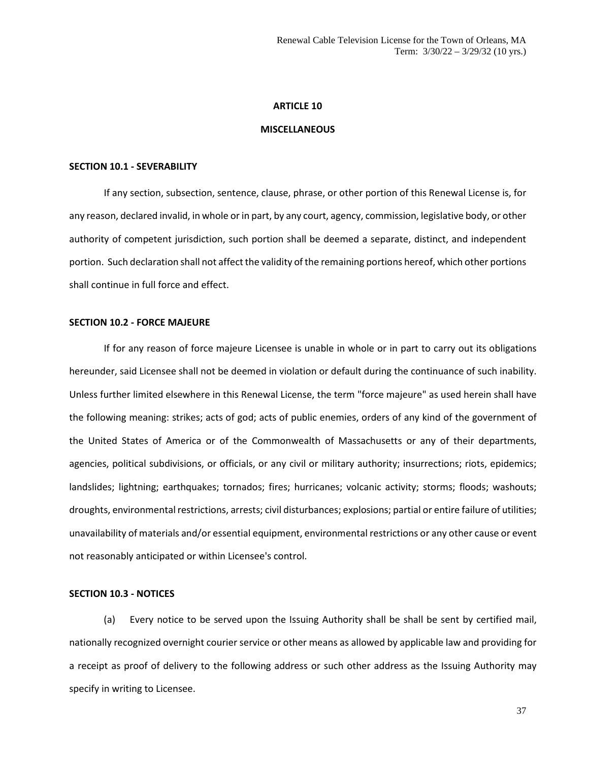## ARTICLE 10

## MISCELLANEOUS

### SECTION 10.1 - SEVERABILITY

If any section, subsection, sentence, clause, phrase, or other portion of this Renewal License is, for any reason, declared invalid, in whole or in part, by any court, agency, commission, legislative body, or other authority of competent jurisdiction, such portion shall be deemed a separate, distinct, and independent portion. Such declaration shall not affect the validity of the remaining portions hereof, which other portions shall continue in full force and effect.

### SECTION 10.2 - FORCE MAJEURE

If for any reason of force majeure Licensee is unable in whole or in part to carry out its obligations hereunder, said Licensee shall not be deemed in violation or default during the continuance of such inability. Unless further limited elsewhere in this Renewal License, the term "force majeure" as used herein shall have the following meaning: strikes; acts of god; acts of public enemies, orders of any kind of the government of the United States of America or of the Commonwealth of Massachusetts or any of their departments, agencies, political subdivisions, or officials, or any civil or military authority; insurrections; riots, epidemics; landslides; lightning; earthquakes; tornados; fires; hurricanes; volcanic activity; storms; floods; washouts; droughts, environmental restrictions, arrests; civil disturbances; explosions; partial or entire failure of utilities; unavailability of materials and/or essential equipment, environmental restrictions or any other cause or event not reasonably anticipated or within Licensee's control.

### SECTION 10.3 - NOTICES

(a) Every notice to be served upon the Issuing Authority shall be shall be sent by certified mail, nationally recognized overnight courier service or other means as allowed by applicable law and providing for a receipt as proof of delivery to the following address or such other address as the Issuing Authority may specify in writing to Licensee.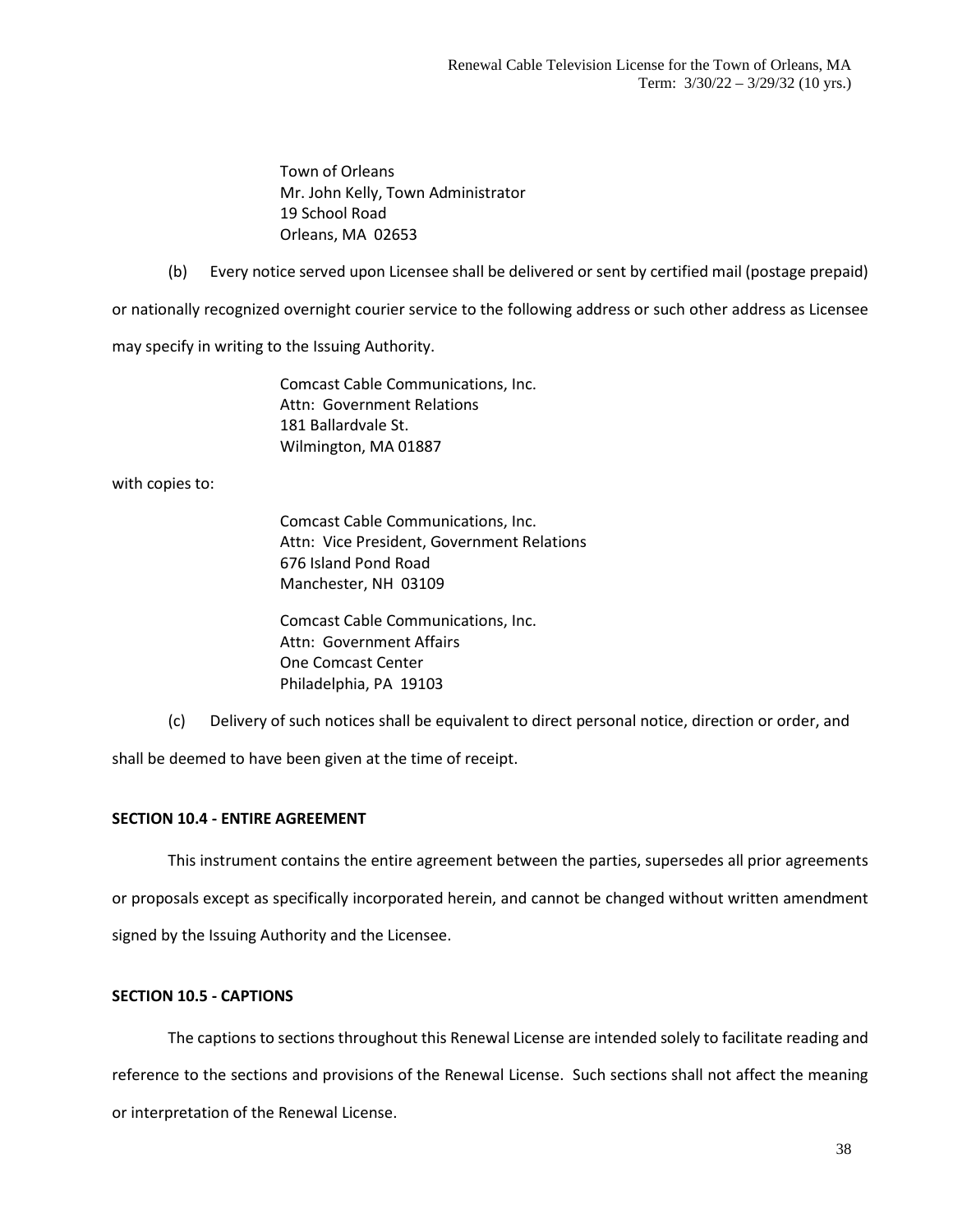Town of Orleans
Mr. John Kelly, Town Administrator
19 School Road
Orleans, MA 02653

(b) Every notice served upon Licensee shall be delivered or sent by certified mail (postage prepaid) or nationally recognized overnight courier service to the following address or such other address as Licensee may specify in writing to the Issuing Authority.

Comcast Cable Communications, Inc.
Attn: Government Relations
181 Ballardvale St.
Wilmington, MA 01887

with copies to:

Comcast Cable Communications, Inc.
Attn: Vice President, Government Relations
676 Island Pond Road
Manchester, NH 03109

Comcast Cable Communications, Inc.
Attn: Government Affairs
One Comcast Center
Philadelphia, PA 19103

(c) Delivery of such notices shall be equivalent to direct personal notice, direction or order, and shall be deemed to have been given at the time of receipt.

**SECTION 10.4 - ENTIRE AGREEMENT**

This instrument contains the entire agreement between the parties, supersedes all prior agreements or proposals except as specifically incorporated herein, and cannot be changed without written amendment signed by the Issuing Authority and the Licensee.

**SECTION 10.5 - CAPTIONS**

The captions to sections throughout this Renewal License are intended solely to facilitate reading and reference to the sections and provisions of the Renewal License. Such sections shall not affect the meaning or interpretation of the Renewal License.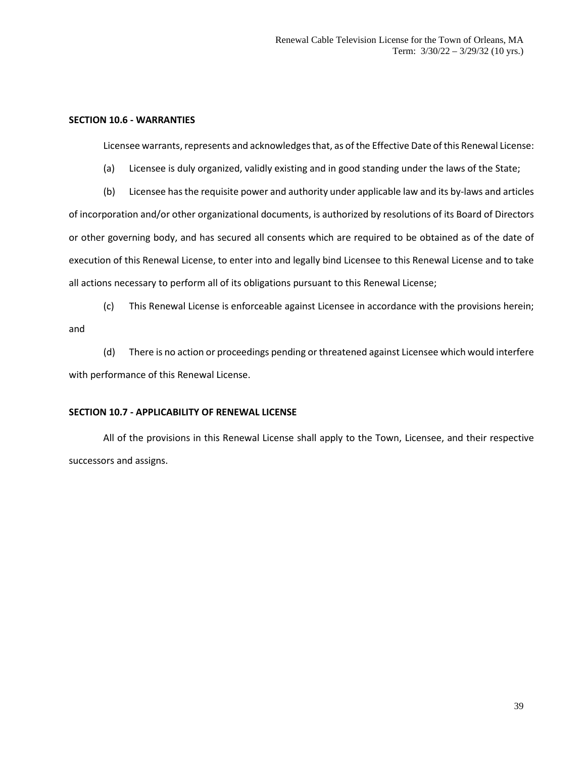**SECTION 10.6 - WARRANTIES**

Licensee warrants, represents and acknowledges that, as of the Effective Date of this Renewal License:

(a) Licensee is duly organized, validly existing and in good standing under the laws of the State;

(b) Licensee has the requisite power and authority under applicable law and its by-laws and articles of incorporation and/or other organizational documents, is authorized by resolutions of its Board of Directors or other governing body, and has secured all consents which are required to be obtained as of the date of execution of this Renewal License, to enter into and legally bind Licensee to this Renewal License and to take all actions necessary to perform all of its obligations pursuant to this Renewal License;

(c) This Renewal License is enforceable against Licensee in accordance with the provisions herein; and

(d) There is no action or proceedings pending or threatened against Licensee which would interfere with performance of this Renewal License.

**SECTION 10.7 - APPLICABILITY OF RENEWAL LICENSE**

All of the provisions in this Renewal License shall apply to the Town, Licensee, and their respective successors and assigns.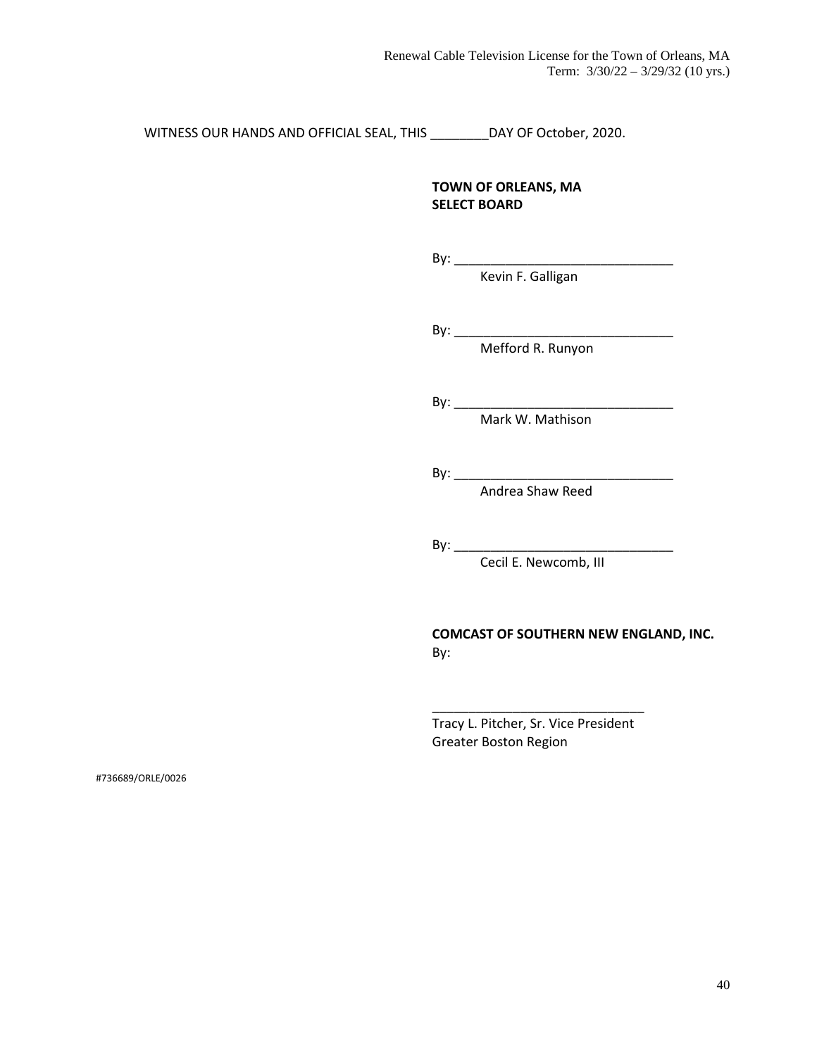WITNESS OUR HANDS AND OFFICIAL SEAL, THIS ________DAY OF October, 2020.

**TOWN OF ORLEANS, MA**
**SELECT BOARD**

By: ______________________________
Kevin F. Galligan

By: ______________________________
Mefford R. Runyon

By: ______________________________
Mark W. Mathison

By: ______________________________
Andrea Shaw Reed

By: ______________________________
Cecil E. Newcomb, III

**COMCAST OF SOUTHERN NEW ENGLAND, INC.**
By:

______________________________
Tracy L. Pitcher, Sr. Vice President
Greater Boston Region

#736689/ORLE/0026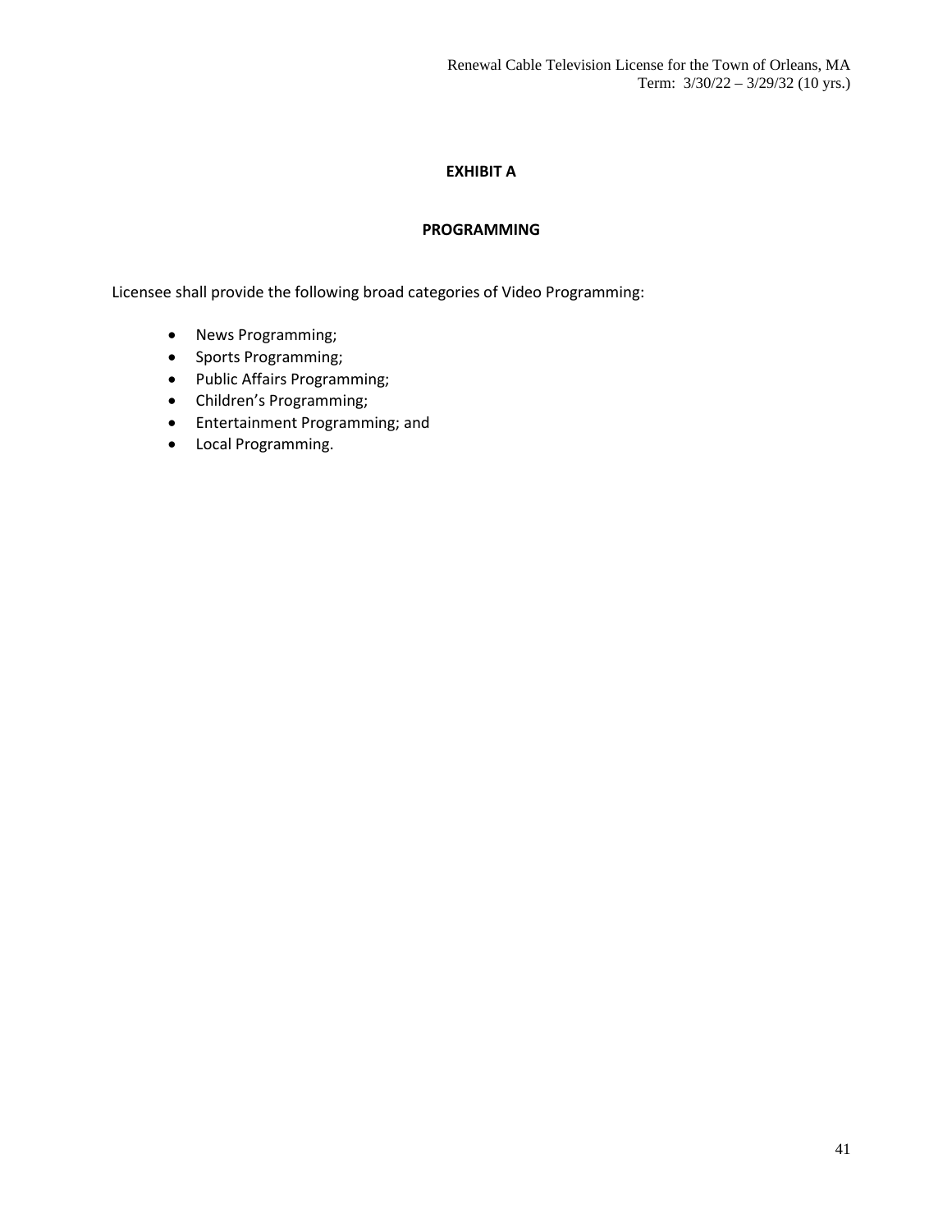# EXHIBIT A

## PROGRAMMING

Licensee shall provide the following broad categories of Video Programming:

- News Programming;
- Sports Programming;
- Public Affairs Programming;
- Children's Programming;
- Entertainment Programming; and
- Local Programming.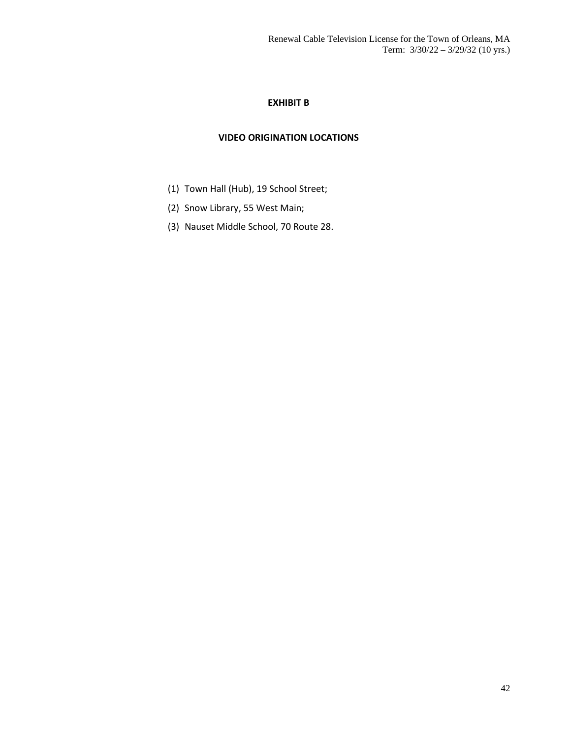# EXHIBIT B

## VIDEO ORIGINATION LOCATIONS

(1) Town Hall (Hub), 19 School Street;

(2) Snow Library, 55 West Main;

(3) Nauset Middle School, 70 Route 28.